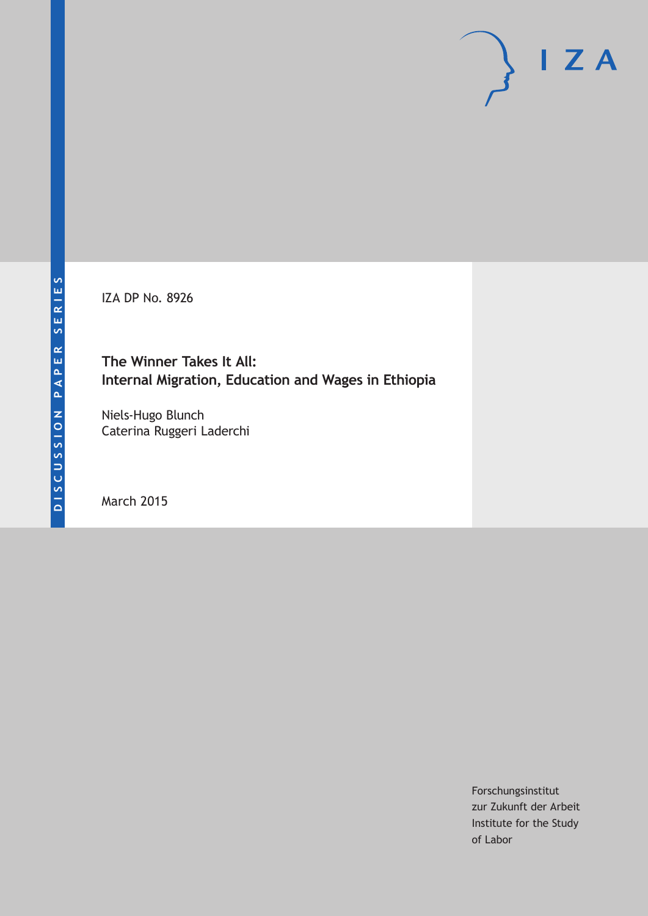DISCUSSION PAPER SERIES

IZA

IZA DP No. 8926

# The Winner Takes It All: Internal Migration, Education and Wages in Ethiopia

Niels-Hugo Blunch
Caterina Ruggeri Laderchi

March 2015

Forschungsinstitut
zur Zukunft der Arbeit
Institute for the Study
of Labor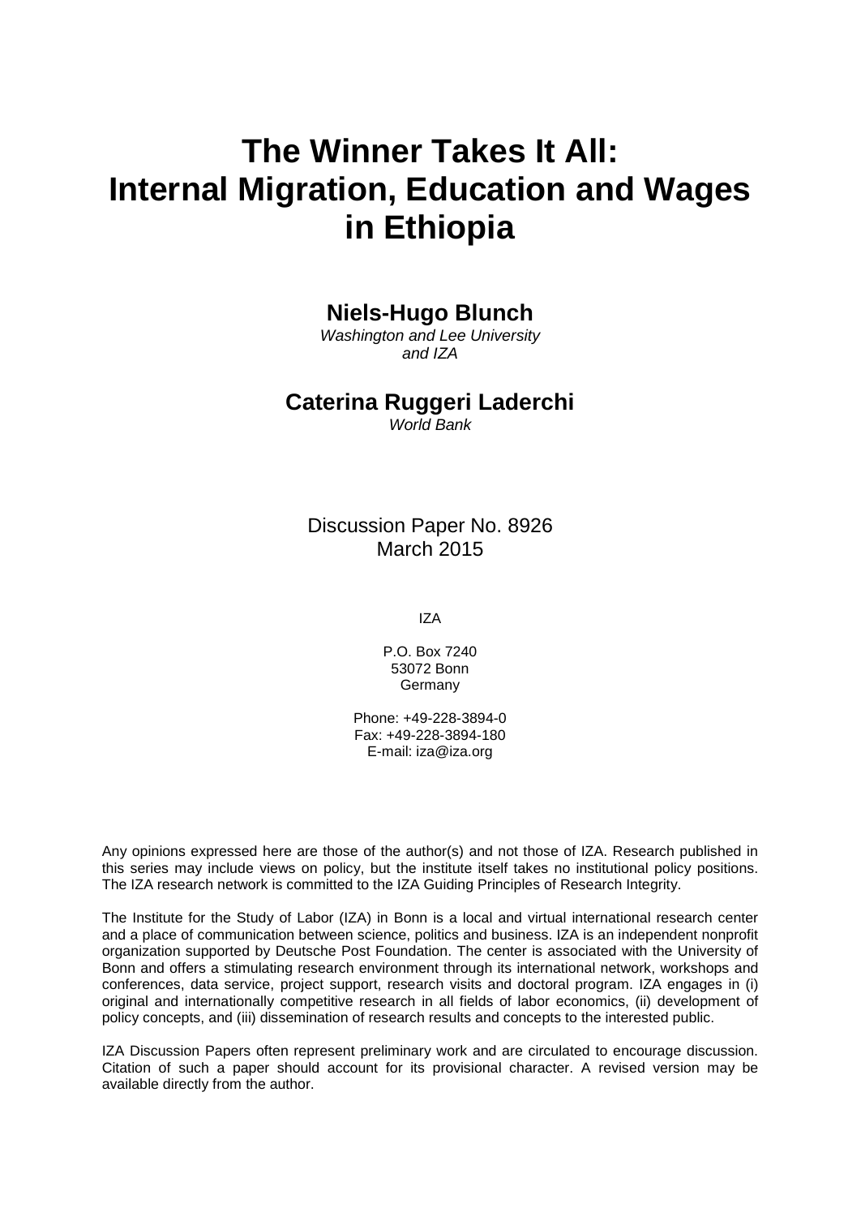# The Winner Takes It All: Internal Migration, Education and Wages in Ethiopia

**Niels-Hugo Blunch**

*Washington and Lee University and IZA*

**Caterina Ruggeri Laderchi**

*World Bank*

Discussion Paper No. 8926
March 2015

IZA

P.O. Box 7240
53072 Bonn
Germany

Phone: +49-228-3894-0
Fax: +49-228-3894-180
E-mail: iza@iza.org

Any opinions expressed here are those of the author(s) and not those of IZA. Research published in this series may include views on policy, but the institute itself takes no institutional policy positions. The IZA research network is committed to the IZA Guiding Principles of Research Integrity.

The Institute for the Study of Labor (IZA) in Bonn is a local and virtual international research center and a place of communication between science, politics and business. IZA is an independent nonprofit organization supported by Deutsche Post Foundation. The center is associated with the University of Bonn and offers a stimulating research environment through its international network, workshops and conferences, data service, project support, research visits and doctoral program. IZA engages in (i) original and internationally competitive research in all fields of labor economics, (ii) development of policy concepts, and (iii) dissemination of research results and concepts to the interested public.

IZA Discussion Papers often represent preliminary work and are circulated to encourage discussion. Citation of such a paper should account for its provisional character. A revised version may be available directly from the author.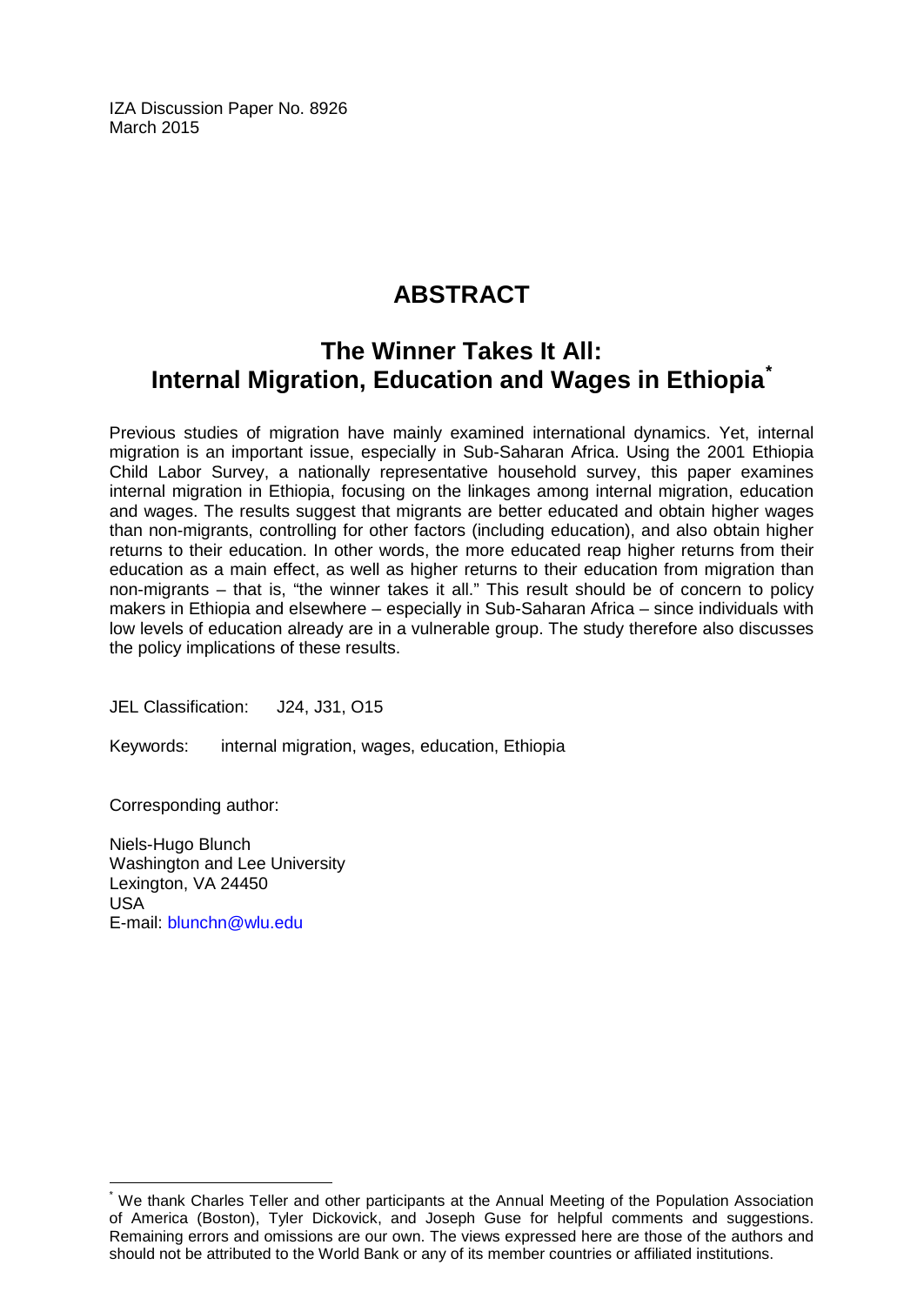IZA Discussion Paper No. 8926
March 2015

# ABSTRACT

## The Winner Takes It All: Internal Migration, Education and Wages in Ethiopia*

Previous studies of migration have mainly examined international dynamics. Yet, internal migration is an important issue, especially in Sub-Saharan Africa. Using the 2001 Ethiopia Child Labor Survey, a nationally representative household survey, this paper examines internal migration in Ethiopia, focusing on the linkages among internal migration, education and wages. The results suggest that migrants are better educated and obtain higher wages than non-migrants, controlling for other factors (including education), and also obtain higher returns to their education. In other words, the more educated reap higher returns from their education as a main effect, as well as higher returns to their education from migration than non-migrants – that is, "the winner takes it all." This result should be of concern to policy makers in Ethiopia and elsewhere – especially in Sub-Saharan Africa – since individuals with low levels of education already are in a vulnerable group. The study therefore also discusses the policy implications of these results.

JEL Classification: J24, J31, O15

Keywords: internal migration, wages, education, Ethiopia

Corresponding author:

Niels-Hugo Blunch
Washington and Lee University
Lexington, VA 24450
USA
E-mail: blunchn@wlu.edu

---

* We thank Charles Teller and other participants at the Annual Meeting of the Population Association of America (Boston), Tyler Dickovick, and Joseph Guse for helpful comments and suggestions. Remaining errors and omissions are our own. The views expressed here are those of the authors and should not be attributed to the World Bank or any of its member countries or affiliated institutions.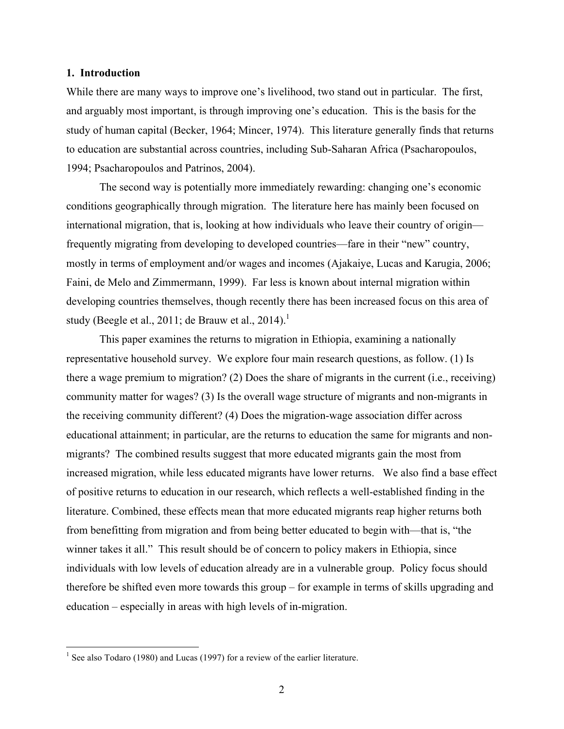## 1. Introduction

While there are many ways to improve one's livelihood, two stand out in particular. The first, and arguably most important, is through improving one's education. This is the basis for the study of human capital (Becker, 1964; Mincer, 1974). This literature generally finds that returns to education are substantial across countries, including Sub-Saharan Africa (Psacharopoulos, 1994; Psacharopoulos and Patrinos, 2004).

The second way is potentially more immediately rewarding: changing one's economic conditions geographically through migration. The literature here has mainly been focused on international migration, that is, looking at how individuals who leave their country of origin—frequently migrating from developing to developed countries—fare in their "new" country, mostly in terms of employment and/or wages and incomes (Ajakaiye, Lucas and Karugia, 2006; Faini, de Melo and Zimmermann, 1999). Far less is known about internal migration within developing countries themselves, though recently there has been increased focus on this area of study (Beegle et al., 2011; de Brauw et al., 2014).[1]

This paper examines the returns to migration in Ethiopia, examining a nationally representative household survey. We explore four main research questions, as follow. (1) Is there a wage premium to migration? (2) Does the share of migrants in the current (i.e., receiving) community matter for wages? (3) Is the overall wage structure of migrants and non-migrants in the receiving community different? (4) Does the migration-wage association differ across educational attainment; in particular, are the returns to education the same for migrants and non-migrants? The combined results suggest that more educated migrants gain the most from increased migration, while less educated migrants have lower returns. We also find a base effect of positive returns to education in our research, which reflects a well-established finding in the literature. Combined, these effects mean that more educated migrants reap higher returns both from benefitting from migration and from being better educated to begin with—that is, "the winner takes it all." This result should be of concern to policy makers in Ethiopia, since individuals with low levels of education already are in a vulnerable group. Policy focus should therefore be shifted even more towards this group – for example in terms of skills upgrading and education – especially in areas with high levels of in-migration.

[1] See also Todaro (1980) and Lucas (1997) for a review of the earlier literature.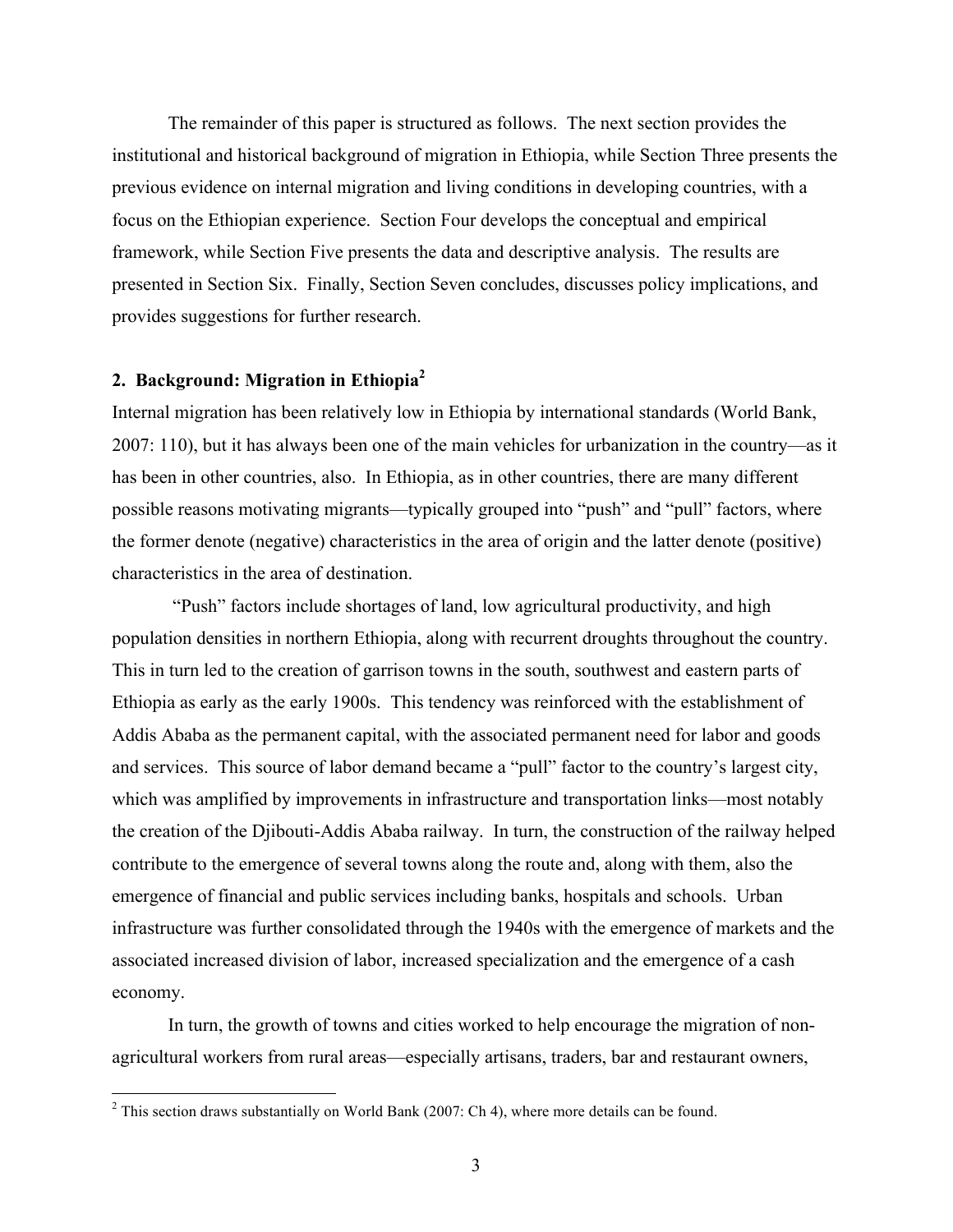The remainder of this paper is structured as follows. The next section provides the institutional and historical background of migration in Ethiopia, while Section Three presents the previous evidence on internal migration and living conditions in developing countries, with a focus on the Ethiopian experience. Section Four develops the conceptual and empirical framework, while Section Five presents the data and descriptive analysis. The results are presented in Section Six. Finally, Section Seven concludes, discusses policy implications, and provides suggestions for further research.

## 2. Background: Migration in Ethiopia[2]

Internal migration has been relatively low in Ethiopia by international standards (World Bank, 2007: 110), but it has always been one of the main vehicles for urbanization in the country—as it has been in other countries, also. In Ethiopia, as in other countries, there are many different possible reasons motivating migrants—typically grouped into "push" and "pull" factors, where the former denote (negative) characteristics in the area of origin and the latter denote (positive) characteristics in the area of destination.

"Push" factors include shortages of land, low agricultural productivity, and high population densities in northern Ethiopia, along with recurrent droughts throughout the country. This in turn led to the creation of garrison towns in the south, southwest and eastern parts of Ethiopia as early as the early 1900s. This tendency was reinforced with the establishment of Addis Ababa as the permanent capital, with the associated permanent need for labor and goods and services. This source of labor demand became a "pull" factor to the country's largest city, which was amplified by improvements in infrastructure and transportation links—most notably the creation of the Djibouti-Addis Ababa railway. In turn, the construction of the railway helped contribute to the emergence of several towns along the route and, along with them, also the emergence of financial and public services including banks, hospitals and schools. Urban infrastructure was further consolidated through the 1940s with the emergence of markets and the associated increased division of labor, increased specialization and the emergence of a cash economy.

In turn, the growth of towns and cities worked to help encourage the migration of non-agricultural workers from rural areas—especially artisans, traders, bar and restaurant owners,

[2] This section draws substantially on World Bank (2007: Ch 4), where more details can be found.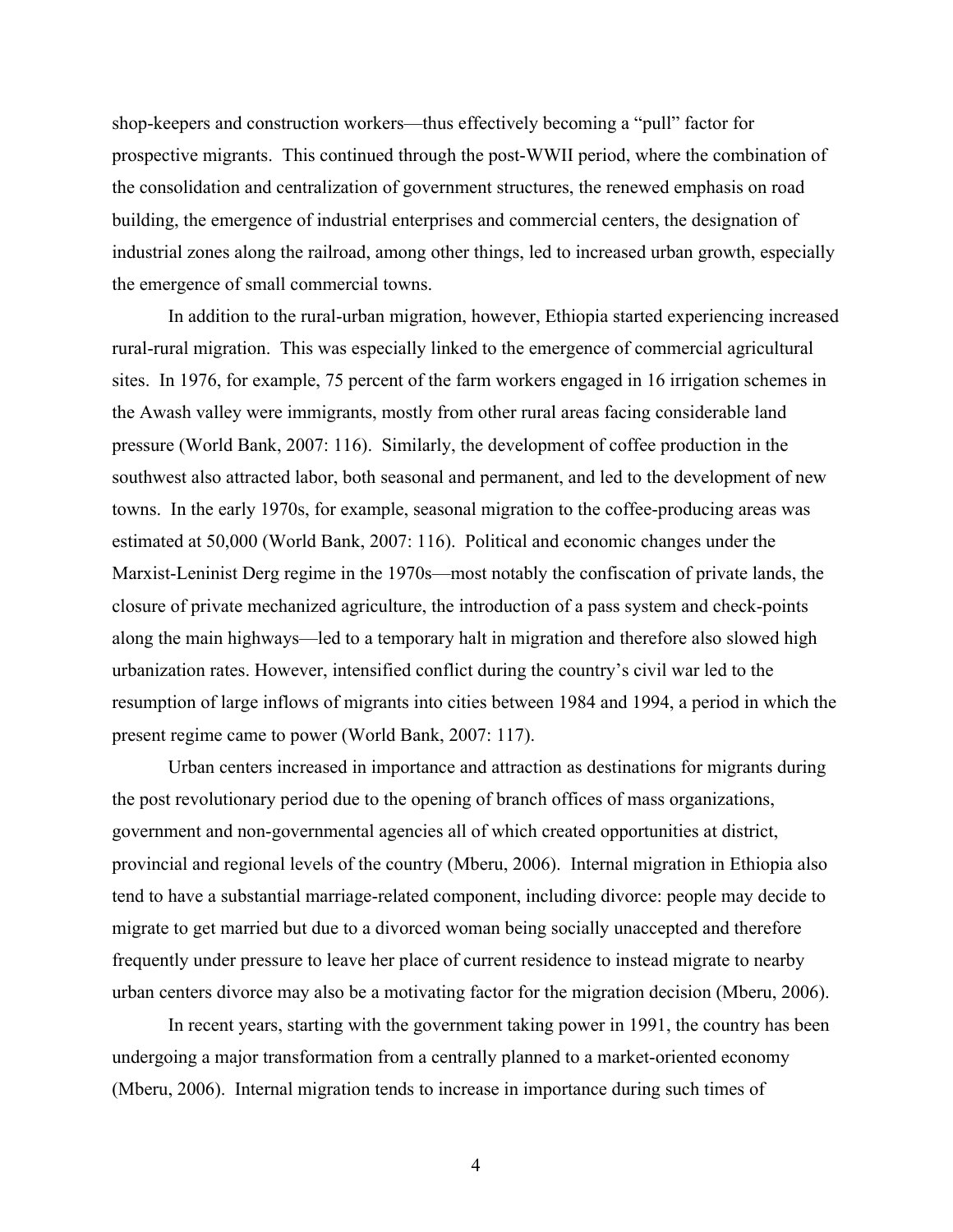shop-keepers and construction workers—thus effectively becoming a "pull" factor for prospective migrants. This continued through the post-WWII period, where the combination of the consolidation and centralization of government structures, the renewed emphasis on road building, the emergence of industrial enterprises and commercial centers, the designation of industrial zones along the railroad, among other things, led to increased urban growth, especially the emergence of small commercial towns.

In addition to the rural-urban migration, however, Ethiopia started experiencing increased rural-rural migration. This was especially linked to the emergence of commercial agricultural sites. In 1976, for example, 75 percent of the farm workers engaged in 16 irrigation schemes in the Awash valley were immigrants, mostly from other rural areas facing considerable land pressure (World Bank, 2007: 116). Similarly, the development of coffee production in the southwest also attracted labor, both seasonal and permanent, and led to the development of new towns. In the early 1970s, for example, seasonal migration to the coffee-producing areas was estimated at 50,000 (World Bank, 2007: 116). Political and economic changes under the Marxist-Leninist Derg regime in the 1970s—most notably the confiscation of private lands, the closure of private mechanized agriculture, the introduction of a pass system and check-points along the main highways—led to a temporary halt in migration and therefore also slowed high urbanization rates. However, intensified conflict during the country's civil war led to the resumption of large inflows of migrants into cities between 1984 and 1994, a period in which the present regime came to power (World Bank, 2007: 117).

Urban centers increased in importance and attraction as destinations for migrants during the post revolutionary period due to the opening of branch offices of mass organizations, government and non-governmental agencies all of which created opportunities at district, provincial and regional levels of the country (Mberu, 2006). Internal migration in Ethiopia also tend to have a substantial marriage-related component, including divorce: people may decide to migrate to get married but due to a divorced woman being socially unaccepted and therefore frequently under pressure to leave her place of current residence to instead migrate to nearby urban centers divorce may also be a motivating factor for the migration decision (Mberu, 2006).

In recent years, starting with the government taking power in 1991, the country has been undergoing a major transformation from a centrally planned to a market-oriented economy (Mberu, 2006). Internal migration tends to increase in importance during such times of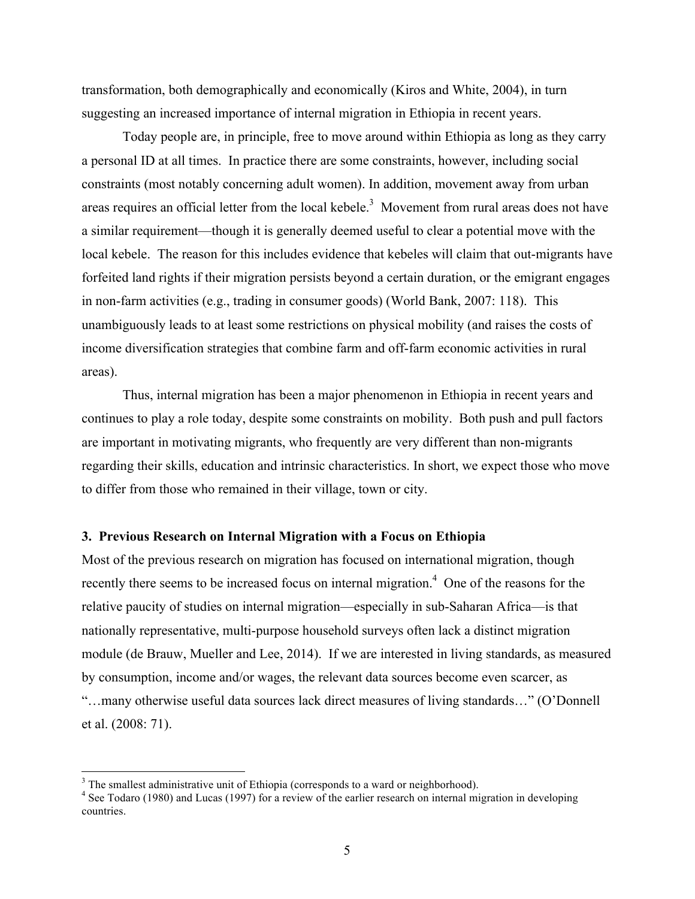transformation, both demographically and economically (Kiros and White, 2004), in turn suggesting an increased importance of internal migration in Ethiopia in recent years.

Today people are, in principle, free to move around within Ethiopia as long as they carry a personal ID at all times. In practice there are some constraints, however, including social constraints (most notably concerning adult women). In addition, movement away from urban areas requires an official letter from the local kebele.[3] Movement from rural areas does not have a similar requirement—though it is generally deemed useful to clear a potential move with the local kebele. The reason for this includes evidence that kebeles will claim that out-migrants have forfeited land rights if their migration persists beyond a certain duration, or the emigrant engages in non-farm activities (e.g., trading in consumer goods) (World Bank, 2007: 118). This unambiguously leads to at least some restrictions on physical mobility (and raises the costs of income diversification strategies that combine farm and off-farm economic activities in rural areas).

Thus, internal migration has been a major phenomenon in Ethiopia in recent years and continues to play a role today, despite some constraints on mobility. Both push and pull factors are important in motivating migrants, who frequently are very different than non-migrants regarding their skills, education and intrinsic characteristics. In short, we expect those who move to differ from those who remained in their village, town or city.

### 3. Previous Research on Internal Migration with a Focus on Ethiopia

Most of the previous research on migration has focused on international migration, though recently there seems to be increased focus on internal migration.[4] One of the reasons for the relative paucity of studies on internal migration—especially in sub-Saharan Africa—is that nationally representative, multi-purpose household surveys often lack a distinct migration module (de Brauw, Mueller and Lee, 2014). If we are interested in living standards, as measured by consumption, income and/or wages, the relevant data sources become even scarcer, as "…many otherwise useful data sources lack direct measures of living standards…" (O'Donnell et al. (2008: 71).

---

[3] The smallest administrative unit of Ethiopia (corresponds to a ward or neighborhood).

[4] See Todaro (1980) and Lucas (1997) for a review of the earlier research on internal migration in developing countries.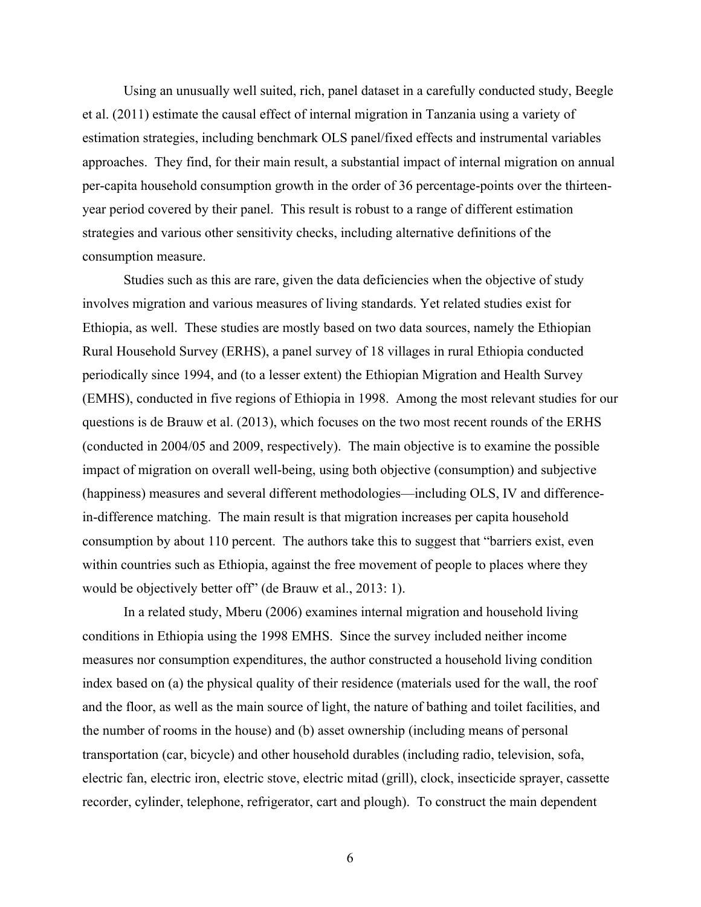Using an unusually well suited, rich, panel dataset in a carefully conducted study, Beegle et al. (2011) estimate the causal effect of internal migration in Tanzania using a variety of estimation strategies, including benchmark OLS panel/fixed effects and instrumental variables approaches. They find, for their main result, a substantial impact of internal migration on annual per-capita household consumption growth in the order of 36 percentage-points over the thirteen-year period covered by their panel. This result is robust to a range of different estimation strategies and various other sensitivity checks, including alternative definitions of the consumption measure.

Studies such as this are rare, given the data deficiencies when the objective of study involves migration and various measures of living standards. Yet related studies exist for Ethiopia, as well. These studies are mostly based on two data sources, namely the Ethiopian Rural Household Survey (ERHS), a panel survey of 18 villages in rural Ethiopia conducted periodically since 1994, and (to a lesser extent) the Ethiopian Migration and Health Survey (EMHS), conducted in five regions of Ethiopia in 1998. Among the most relevant studies for our questions is de Brauw et al. (2013), which focuses on the two most recent rounds of the ERHS (conducted in 2004/05 and 2009, respectively). The main objective is to examine the possible impact of migration on overall well-being, using both objective (consumption) and subjective (happiness) measures and several different methodologies—including OLS, IV and difference-in-difference matching. The main result is that migration increases per capita household consumption by about 110 percent. The authors take this to suggest that "barriers exist, even within countries such as Ethiopia, against the free movement of people to places where they would be objectively better off" (de Brauw et al., 2013: 1).

In a related study, Mberu (2006) examines internal migration and household living conditions in Ethiopia using the 1998 EMHS. Since the survey included neither income measures nor consumption expenditures, the author constructed a household living condition index based on (a) the physical quality of their residence (materials used for the wall, the roof and the floor, as well as the main source of light, the nature of bathing and toilet facilities, and the number of rooms in the house) and (b) asset ownership (including means of personal transportation (car, bicycle) and other household durables (including radio, television, sofa, electric fan, electric iron, electric stove, electric mitad (grill), clock, insecticide sprayer, cassette recorder, cylinder, telephone, refrigerator, cart and plough). To construct the main dependent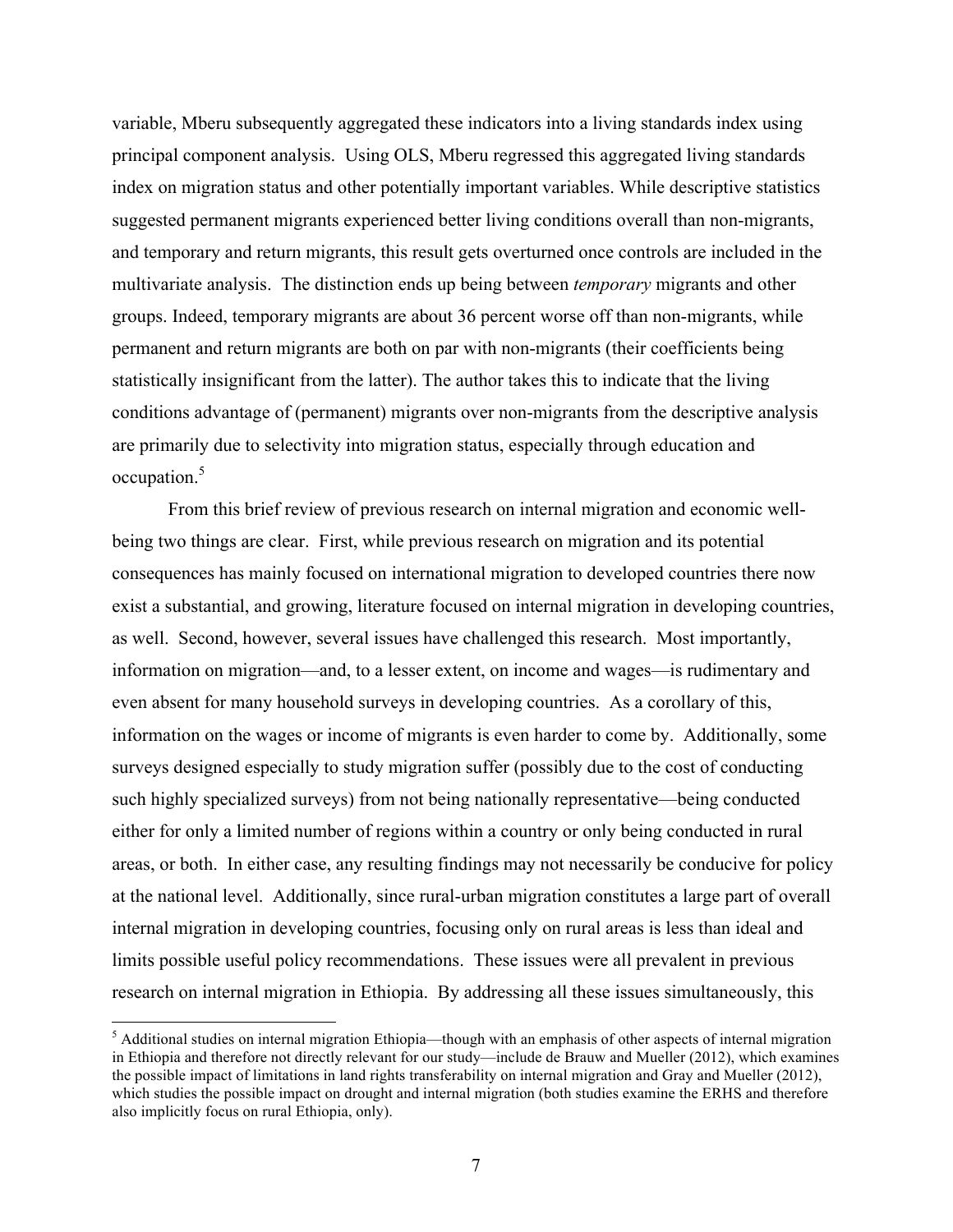variable, Mberu subsequently aggregated these indicators into a living standards index using principal component analysis. Using OLS, Mberu regressed this aggregated living standards index on migration status and other potentially important variables. While descriptive statistics suggested permanent migrants experienced better living conditions overall than non-migrants, and temporary and return migrants, this result gets overturned once controls are included in the multivariate analysis. The distinction ends up being between *temporary* migrants and other groups. Indeed, temporary migrants are about 36 percent worse off than non-migrants, while permanent and return migrants are both on par with non-migrants (their coefficients being statistically insignificant from the latter). The author takes this to indicate that the living conditions advantage of (permanent) migrants over non-migrants from the descriptive analysis are primarily due to selectivity into migration status, especially through education and occupation.[5]

From this brief review of previous research on internal migration and economic well-being two things are clear. First, while previous research on migration and its potential consequences has mainly focused on international migration to developed countries there now exist a substantial, and growing, literature focused on internal migration in developing countries, as well. Second, however, several issues have challenged this research. Most importantly, information on migration—and, to a lesser extent, on income and wages—is rudimentary and even absent for many household surveys in developing countries. As a corollary of this, information on the wages or income of migrants is even harder to come by. Additionally, some surveys designed especially to study migration suffer (possibly due to the cost of conducting such highly specialized surveys) from not being nationally representative—being conducted either for only a limited number of regions within a country or only being conducted in rural areas, or both. In either case, any resulting findings may not necessarily be conducive for policy at the national level. Additionally, since rural-urban migration constitutes a large part of overall internal migration in developing countries, focusing only on rural areas is less than ideal and limits possible useful policy recommendations. These issues were all prevalent in previous research on internal migration in Ethiopia. By addressing all these issues simultaneously, this

[5] Additional studies on internal migration Ethiopia—though with an emphasis of other aspects of internal migration in Ethiopia and therefore not directly relevant for our study—include de Brauw and Mueller (2012), which examines the possible impact of limitations in land rights transferability on internal migration and Gray and Mueller (2012), which studies the possible impact on drought and internal migration (both studies examine the ERHS and therefore also implicitly focus on rural Ethiopia, only).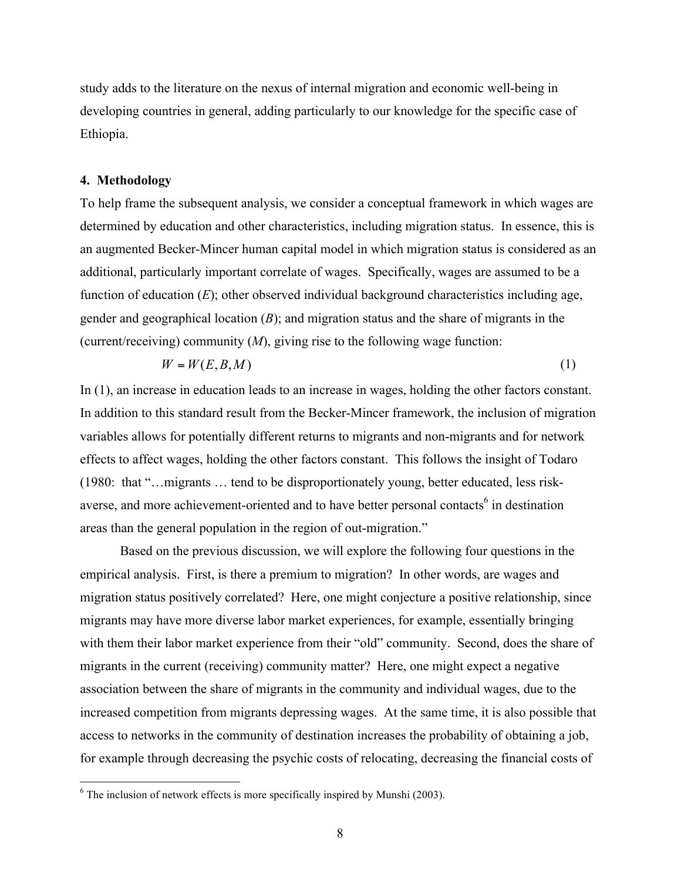study adds to the literature on the nexus of internal migration and economic well-being in developing countries in general, adding particularly to our knowledge for the specific case of Ethiopia.

## 4. Methodology

To help frame the subsequent analysis, we consider a conceptual framework in which wages are determined by education and other characteristics, including migration status. In essence, this is an augmented Becker-Mincer human capital model in which migration status is considered as an additional, particularly important correlate of wages. Specifically, wages are assumed to be a function of education ($E$); other observed individual background characteristics including age, gender and geographical location ($B$); and migration status and the share of migrants in the (current/receiving) community ($M$), giving rise to the following wage function:

$$W = W(E, B, M) \qquad (1)$$

In (1), an increase in education leads to an increase in wages, holding the other factors constant. In addition to this standard result from the Becker-Mincer framework, the inclusion of migration variables allows for potentially different returns to migrants and non-migrants and for network effects to affect wages, holding the other factors constant. This follows the insight of Todaro (1980: that "…migrants … tend to be disproportionately young, better educated, less risk-averse, and more achievement-oriented and to have better personal contacts[6] in destination areas than the general population in the region of out-migration."

Based on the previous discussion, we will explore the following four questions in the empirical analysis. First, is there a premium to migration? In other words, are wages and migration status positively correlated? Here, one might conjecture a positive relationship, since migrants may have more diverse labor market experiences, for example, essentially bringing with them their labor market experience from their "old" community. Second, does the share of migrants in the current (receiving) community matter? Here, one might expect a negative association between the share of migrants in the community and individual wages, due to the increased competition from migrants depressing wages. At the same time, it is also possible that access to networks in the community of destination increases the probability of obtaining a job, for example through decreasing the psychic costs of relocating, decreasing the financial costs of

[6] The inclusion of network effects is more specifically inspired by Munshi (2003).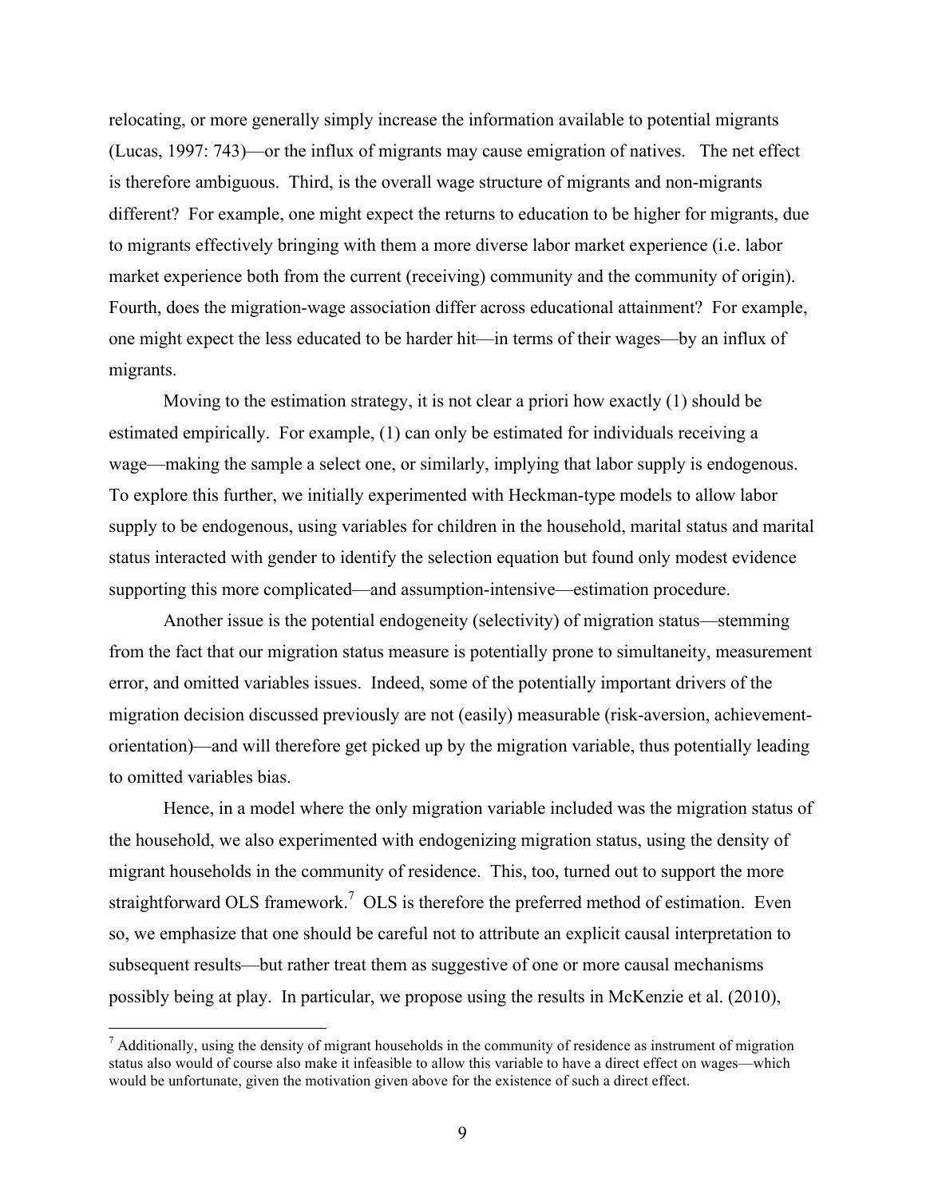relocating, or more generally simply increase the information available to potential migrants (Lucas, 1997: 743)—or the influx of migrants may cause emigration of natives. The net effect is therefore ambiguous. Third, is the overall wage structure of migrants and non-migrants different? For example, one might expect the returns to education to be higher for migrants, due to migrants effectively bringing with them a more diverse labor market experience (i.e. labor market experience both from the current (receiving) community and the community of origin). Fourth, does the migration-wage association differ across educational attainment? For example, one might expect the less educated to be harder hit—in terms of their wages—by an influx of migrants.

Moving to the estimation strategy, it is not clear a priori how exactly (1) should be estimated empirically. For example, (1) can only be estimated for individuals receiving a wage—making the sample a select one, or similarly, implying that labor supply is endogenous. To explore this further, we initially experimented with Heckman-type models to allow labor supply to be endogenous, using variables for children in the household, marital status and marital status interacted with gender to identify the selection equation but found only modest evidence supporting this more complicated—and assumption-intensive—estimation procedure.

Another issue is the potential endogeneity (selectivity) of migration status—stemming from the fact that our migration status measure is potentially prone to simultaneity, measurement error, and omitted variables issues. Indeed, some of the potentially important drivers of the migration decision discussed previously are not (easily) measurable (risk-aversion, achievement-orientation)—and will therefore get picked up by the migration variable, thus potentially leading to omitted variables bias.

Hence, in a model where the only migration variable included was the migration status of the household, we also experimented with endogenizing migration status, using the density of migrant households in the community of residence. This, too, turned out to support the more straightforward OLS framework.[7] OLS is therefore the preferred method of estimation. Even so, we emphasize that one should be careful not to attribute an explicit causal interpretation to subsequent results—but rather treat them as suggestive of one or more causal mechanisms possibly being at play. In particular, we propose using the results in McKenzie et al. (2010),

[7] Additionally, using the density of migrant households in the community of residence as instrument of migration status also would of course also make it infeasible to allow this variable to have a direct effect on wages—which would be unfortunate, given the motivation given above for the existence of such a direct effect.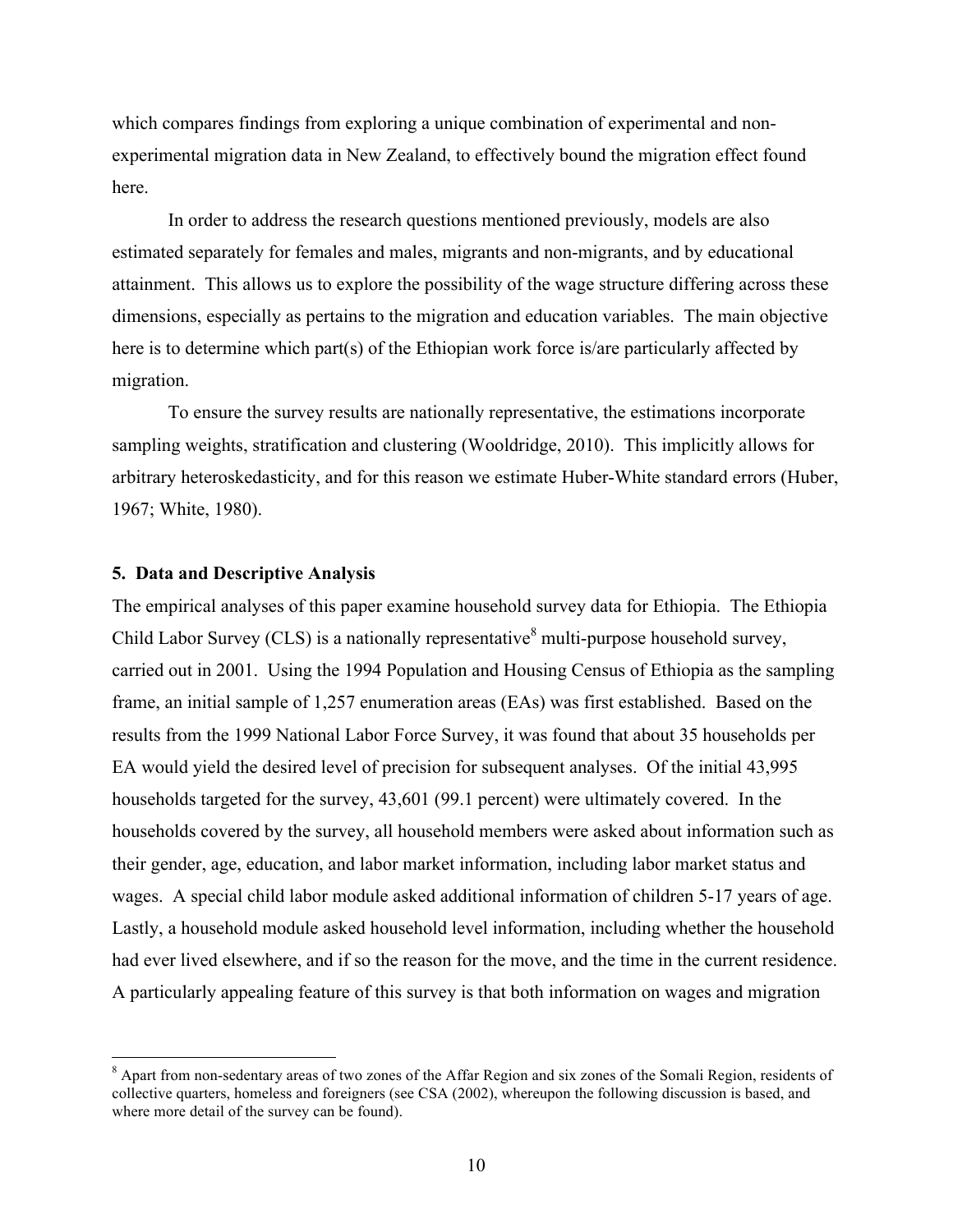which compares findings from exploring a unique combination of experimental and non-experimental migration data in New Zealand, to effectively bound the migration effect found here.

In order to address the research questions mentioned previously, models are also estimated separately for females and males, migrants and non-migrants, and by educational attainment. This allows us to explore the possibility of the wage structure differing across these dimensions, especially as pertains to the migration and education variables. The main objective here is to determine which part(s) of the Ethiopian work force is/are particularly affected by migration.

To ensure the survey results are nationally representative, the estimations incorporate sampling weights, stratification and clustering (Wooldridge, 2010). This implicitly allows for arbitrary heteroskedasticity, and for this reason we estimate Huber-White standard errors (Huber, 1967; White, 1980).

## 5. Data and Descriptive Analysis

The empirical analyses of this paper examine household survey data for Ethiopia. The Ethiopia Child Labor Survey (CLS) is a nationally representative[8] multi-purpose household survey, carried out in 2001. Using the 1994 Population and Housing Census of Ethiopia as the sampling frame, an initial sample of 1,257 enumeration areas (EAs) was first established. Based on the results from the 1999 National Labor Force Survey, it was found that about 35 households per EA would yield the desired level of precision for subsequent analyses. Of the initial 43,995 households targeted for the survey, 43,601 (99.1 percent) were ultimately covered. In the households covered by the survey, all household members were asked about information such as their gender, age, education, and labor market information, including labor market status and wages. A special child labor module asked additional information of children 5-17 years of age. Lastly, a household module asked household level information, including whether the household had ever lived elsewhere, and if so the reason for the move, and the time in the current residence. A particularly appealing feature of this survey is that both information on wages and migration

[8] Apart from non-sedentary areas of two zones of the Affar Region and six zones of the Somali Region, residents of collective quarters, homeless and foreigners (see CSA (2002), whereupon the following discussion is based, and where more detail of the survey can be found).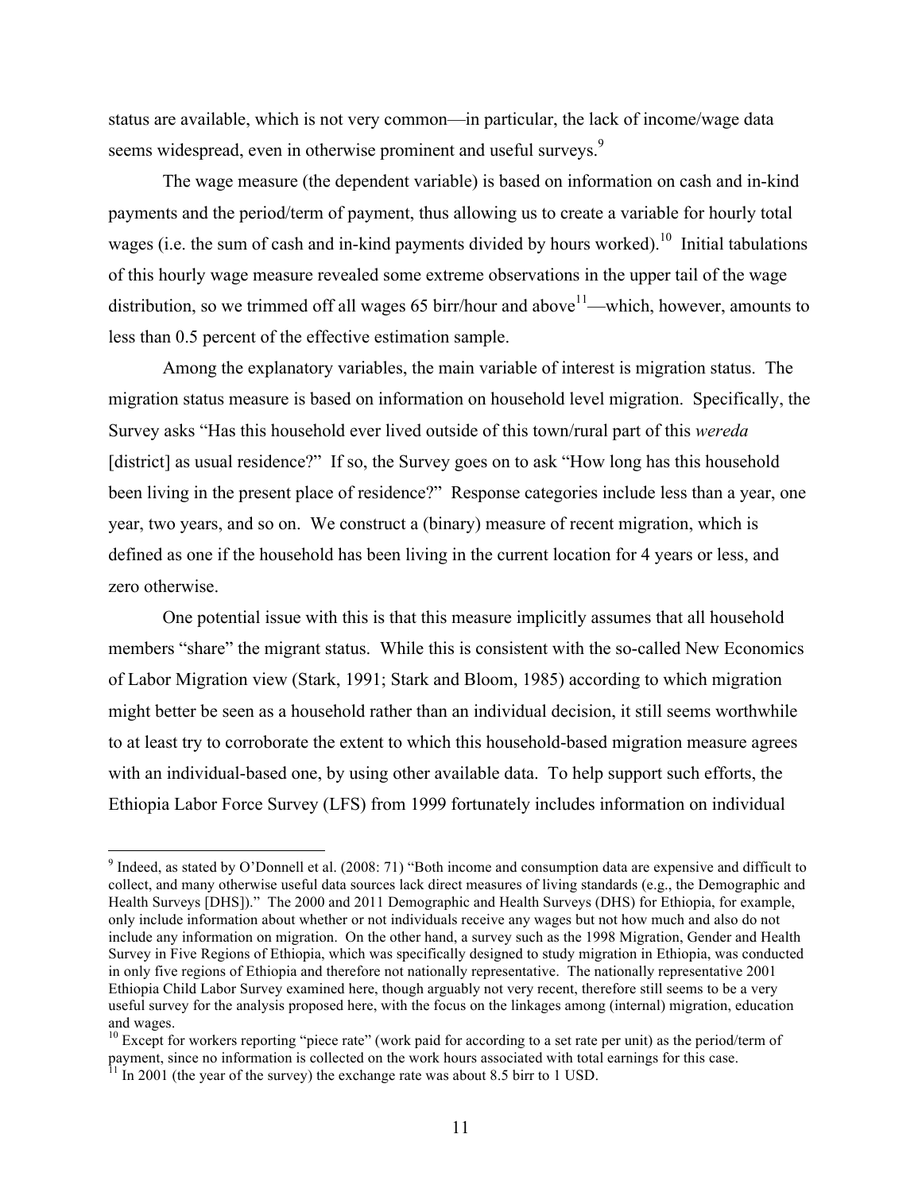status are available, which is not very common—in particular, the lack of income/wage data seems widespread, even in otherwise prominent and useful surveys.[9]

The wage measure (the dependent variable) is based on information on cash and in-kind payments and the period/term of payment, thus allowing us to create a variable for hourly total wages (i.e. the sum of cash and in-kind payments divided by hours worked).[10] Initial tabulations of this hourly wage measure revealed some extreme observations in the upper tail of the wage distribution, so we trimmed off all wages 65 birr/hour and above[11]—which, however, amounts to less than 0.5 percent of the effective estimation sample.

Among the explanatory variables, the main variable of interest is migration status. The migration status measure is based on information on household level migration. Specifically, the Survey asks "Has this household ever lived outside of this town/rural part of this *wereda* [district] as usual residence?" If so, the Survey goes on to ask "How long has this household been living in the present place of residence?" Response categories include less than a year, one year, two years, and so on. We construct a (binary) measure of recent migration, which is defined as one if the household has been living in the current location for 4 years or less, and zero otherwise.

One potential issue with this is that this measure implicitly assumes that all household members "share" the migrant status. While this is consistent with the so-called New Economics of Labor Migration view (Stark, 1991; Stark and Bloom, 1985) according to which migration might better be seen as a household rather than an individual decision, it still seems worthwhile to at least try to corroborate the extent to which this household-based migration measure agrees with an individual-based one, by using other available data. To help support such efforts, the Ethiopia Labor Force Survey (LFS) from 1999 fortunately includes information on individual

---

[9] Indeed, as stated by O'Donnell et al. (2008: 71) "Both income and consumption data are expensive and difficult to collect, and many otherwise useful data sources lack direct measures of living standards (e.g., the Demographic and Health Surveys [DHS])." The 2000 and 2011 Demographic and Health Surveys (DHS) for Ethiopia, for example, only include information about whether or not individuals receive any wages but not how much and also do not include any information on migration. On the other hand, a survey such as the 1998 Migration, Gender and Health Survey in Five Regions of Ethiopia, which was specifically designed to study migration in Ethiopia, was conducted in only five regions of Ethiopia and therefore not nationally representative. The nationally representative 2001 Ethiopia Child Labor Survey examined here, though arguably not very recent, therefore still seems to be a very useful survey for the analysis proposed here, with the focus on the linkages among (internal) migration, education and wages.

[10] Except for workers reporting "piece rate" (work paid for according to a set rate per unit) as the period/term of payment, since no information is collected on the work hours associated with total earnings for this case.

[11] In 2001 (the year of the survey) the exchange rate was about 8.5 birr to 1 USD.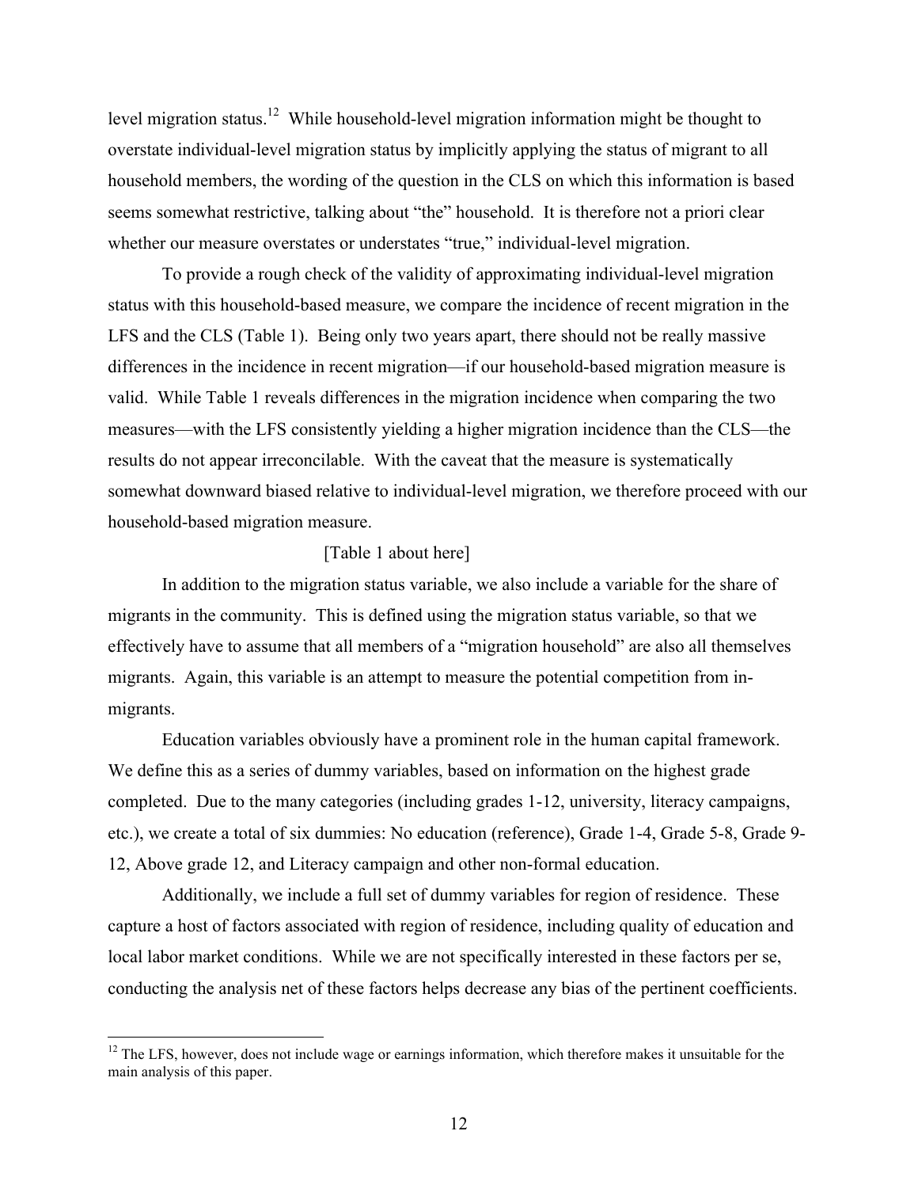level migration status.[12] While household-level migration information might be thought to overstate individual-level migration status by implicitly applying the status of migrant to all household members, the wording of the question in the CLS on which this information is based seems somewhat restrictive, talking about "the" household. It is therefore not a priori clear whether our measure overstates or understates "true," individual-level migration.

To provide a rough check of the validity of approximating individual-level migration status with this household-based measure, we compare the incidence of recent migration in the LFS and the CLS (Table 1). Being only two years apart, there should not be really massive differences in the incidence in recent migration—if our household-based migration measure is valid. While Table 1 reveals differences in the migration incidence when comparing the two measures—with the LFS consistently yielding a higher migration incidence than the CLS—the results do not appear irreconcilable. With the caveat that the measure is systematically somewhat downward biased relative to individual-level migration, we therefore proceed with our household-based migration measure.

[Table 1 about here]

In addition to the migration status variable, we also include a variable for the share of migrants in the community. This is defined using the migration status variable, so that we effectively have to assume that all members of a "migration household" are also all themselves migrants. Again, this variable is an attempt to measure the potential competition from in-migrants.

Education variables obviously have a prominent role in the human capital framework. We define this as a series of dummy variables, based on information on the highest grade completed. Due to the many categories (including grades 1-12, university, literacy campaigns, etc.), we create a total of six dummies: No education (reference), Grade 1-4, Grade 5-8, Grade 9-12, Above grade 12, and Literacy campaign and other non-formal education.

Additionally, we include a full set of dummy variables for region of residence. These capture a host of factors associated with region of residence, including quality of education and local labor market conditions. While we are not specifically interested in these factors per se, conducting the analysis net of these factors helps decrease any bias of the pertinent coefficients.

[12] The LFS, however, does not include wage or earnings information, which therefore makes it unsuitable for the main analysis of this paper.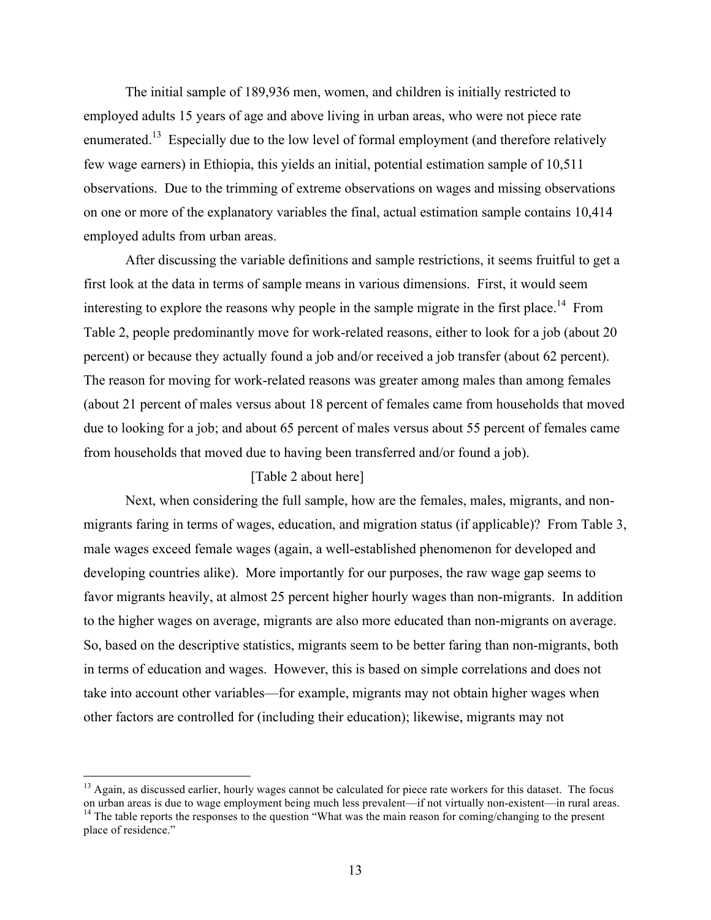The initial sample of 189,936 men, women, and children is initially restricted to employed adults 15 years of age and above living in urban areas, who were not piece rate enumerated.[13] Especially due to the low level of formal employment (and therefore relatively few wage earners) in Ethiopia, this yields an initial, potential estimation sample of 10,511 observations. Due to the trimming of extreme observations on wages and missing observations on one or more of the explanatory variables the final, actual estimation sample contains 10,414 employed adults from urban areas.

After discussing the variable definitions and sample restrictions, it seems fruitful to get a first look at the data in terms of sample means in various dimensions. First, it would seem interesting to explore the reasons why people in the sample migrate in the first place.[14] From Table 2, people predominantly move for work-related reasons, either to look for a job (about 20 percent) or because they actually found a job and/or received a job transfer (about 62 percent). The reason for moving for work-related reasons was greater among males than among females (about 21 percent of males versus about 18 percent of females came from households that moved due to looking for a job; and about 65 percent of males versus about 55 percent of females came from households that moved due to having been transferred and/or found a job).

[Table 2 about here]

Next, when considering the full sample, how are the females, males, migrants, and non-migrants faring in terms of wages, education, and migration status (if applicable)? From Table 3, male wages exceed female wages (again, a well-established phenomenon for developed and developing countries alike). More importantly for our purposes, the raw wage gap seems to favor migrants heavily, at almost 25 percent higher hourly wages than non-migrants. In addition to the higher wages on average, migrants are also more educated than non-migrants on average. So, based on the descriptive statistics, migrants seem to be better faring than non-migrants, both in terms of education and wages. However, this is based on simple correlations and does not take into account other variables—for example, migrants may not obtain higher wages when other factors are controlled for (including their education); likewise, migrants may not

[13] Again, as discussed earlier, hourly wages cannot be calculated for piece rate workers for this dataset. The focus on urban areas is due to wage employment being much less prevalent—if not virtually non-existent—in rural areas.

[14] The table reports the responses to the question "What was the main reason for coming/changing to the present place of residence."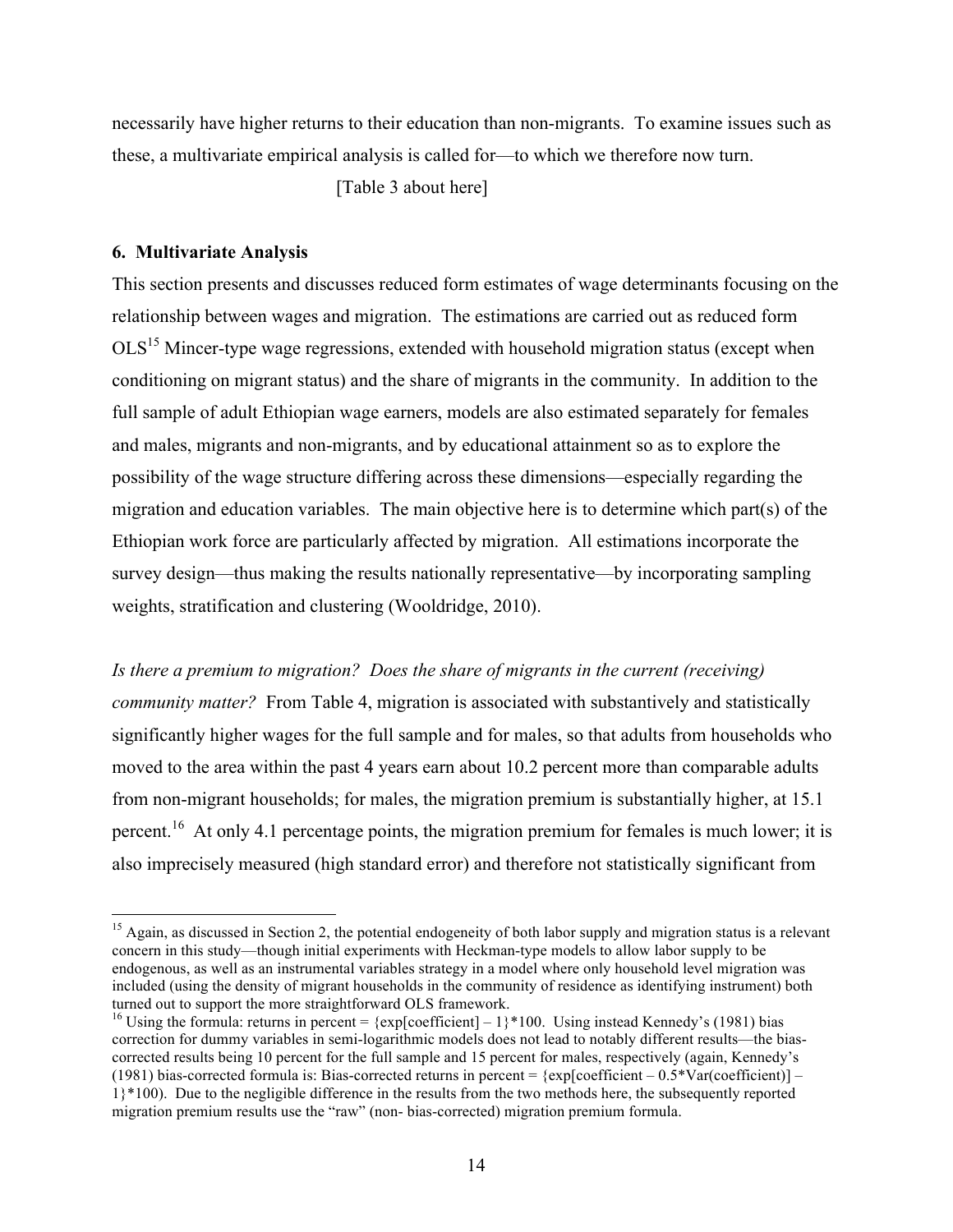necessarily have higher returns to their education than non-migrants. To examine issues such as these, a multivariate empirical analysis is called for—to which we therefore now turn.

[Table 3 about here]

## 6. Multivariate Analysis

This section presents and discusses reduced form estimates of wage determinants focusing on the relationship between wages and migration. The estimations are carried out as reduced form OLS[15] Mincer-type wage regressions, extended with household migration status (except when conditioning on migrant status) and the share of migrants in the community. In addition to the full sample of adult Ethiopian wage earners, models are also estimated separately for females and males, migrants and non-migrants, and by educational attainment so as to explore the possibility of the wage structure differing across these dimensions—especially regarding the migration and education variables. The main objective here is to determine which part(s) of the Ethiopian work force are particularly affected by migration. All estimations incorporate the survey design—thus making the results nationally representative—by incorporating sampling weights, stratification and clustering (Wooldridge, 2010).

*Is there a premium to migration? Does the share of migrants in the current (receiving) community matter?* From Table 4, migration is associated with substantively and statistically significantly higher wages for the full sample and for males, so that adults from households who moved to the area within the past 4 years earn about 10.2 percent more than comparable adults from non-migrant households; for males, the migration premium is substantially higher, at 15.1 percent.[16] At only 4.1 percentage points, the migration premium for females is much lower; it is also imprecisely measured (high standard error) and therefore not statistically significant from

---

[15] Again, as discussed in Section 2, the potential endogeneity of both labor supply and migration status is a relevant concern in this study—though initial experiments with Heckman-type models to allow labor supply to be endogenous, as well as an instrumental variables strategy in a model where only household level migration was included (using the density of migrant households in the community of residence as identifying instrument) both turned out to support the more straightforward OLS framework.

[16] Using the formula: returns in percent = {exp[coefficient] – 1}*100. Using instead Kennedy's (1981) bias correction for dummy variables in semi-logarithmic models does not lead to notably different results—the bias-corrected results being 10 percent for the full sample and 15 percent for males, respectively (again, Kennedy's (1981) bias-corrected formula is: Bias-corrected returns in percent = {exp[coefficient – 0.5*Var(coefficient)] – 1}*100). Due to the negligible difference in the results from the two methods here, the subsequently reported migration premium results use the "raw" (non- bias-corrected) migration premium formula.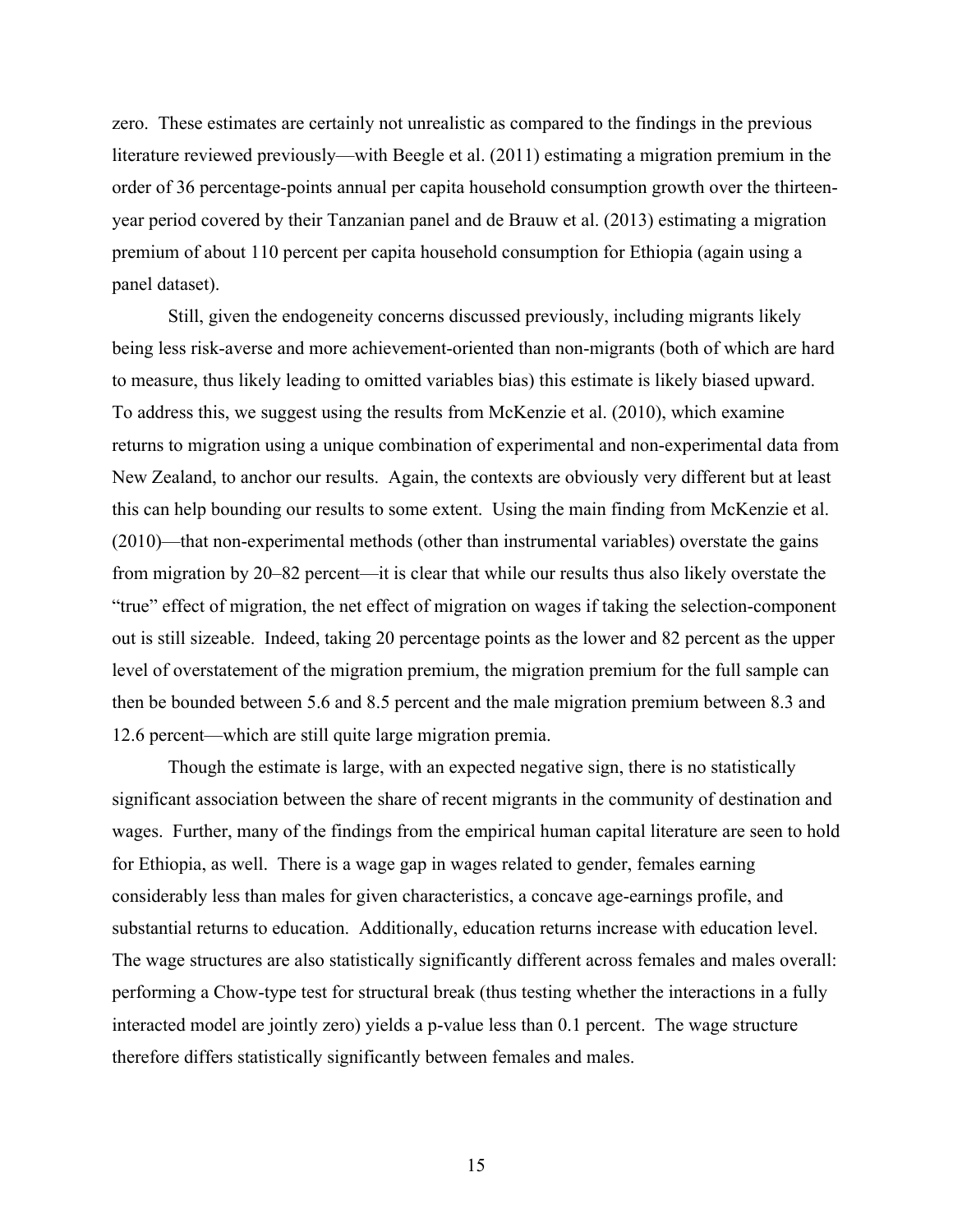zero. These estimates are certainly not unrealistic as compared to the findings in the previous literature reviewed previously—with Beegle et al. (2011) estimating a migration premium in the order of 36 percentage-points annual per capita household consumption growth over the thirteen-year period covered by their Tanzanian panel and de Brauw et al. (2013) estimating a migration premium of about 110 percent per capita household consumption for Ethiopia (again using a panel dataset).

Still, given the endogeneity concerns discussed previously, including migrants likely being less risk-averse and more achievement-oriented than non-migrants (both of which are hard to measure, thus likely leading to omitted variables bias) this estimate is likely biased upward. To address this, we suggest using the results from McKenzie et al. (2010), which examine returns to migration using a unique combination of experimental and non-experimental data from New Zealand, to anchor our results. Again, the contexts are obviously very different but at least this can help bounding our results to some extent. Using the main finding from McKenzie et al. (2010)—that non-experimental methods (other than instrumental variables) overstate the gains from migration by 20–82 percent—it is clear that while our results thus also likely overstate the "true" effect of migration, the net effect of migration on wages if taking the selection-component out is still sizeable. Indeed, taking 20 percentage points as the lower and 82 percent as the upper level of overstatement of the migration premium, the migration premium for the full sample can then be bounded between 5.6 and 8.5 percent and the male migration premium between 8.3 and 12.6 percent—which are still quite large migration premia.

Though the estimate is large, with an expected negative sign, there is no statistically significant association between the share of recent migrants in the community of destination and wages. Further, many of the findings from the empirical human capital literature are seen to hold for Ethiopia, as well. There is a wage gap in wages related to gender, females earning considerably less than males for given characteristics, a concave age-earnings profile, and substantial returns to education. Additionally, education returns increase with education level. The wage structures are also statistically significantly different across females and males overall: performing a Chow-type test for structural break (thus testing whether the interactions in a fully interacted model are jointly zero) yields a p-value less than 0.1 percent. The wage structure therefore differs statistically significantly between females and males.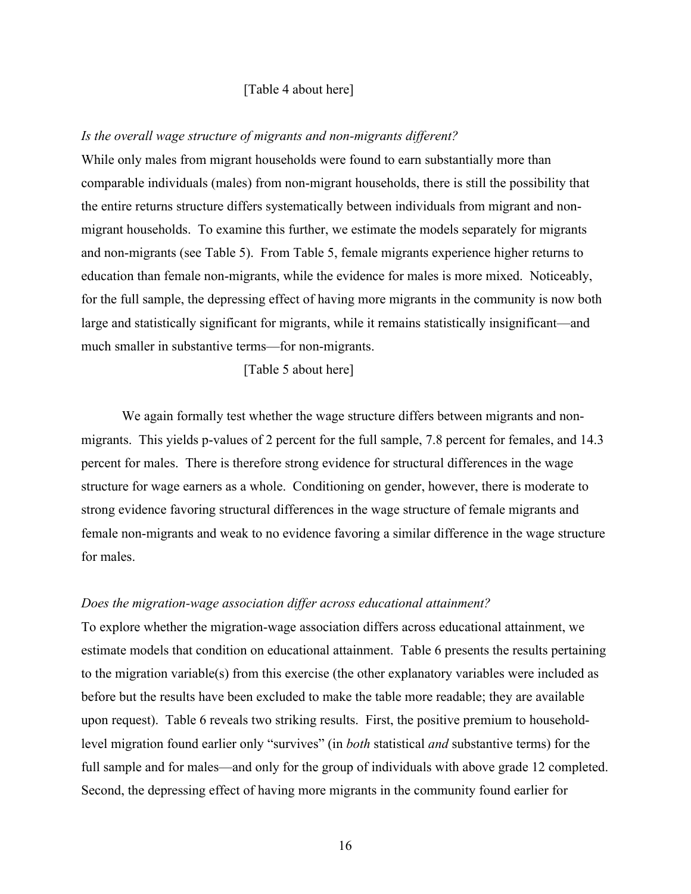[Table 4 about here]

*Is the overall wage structure of migrants and non-migrants different?*

While only males from migrant households were found to earn substantially more than comparable individuals (males) from non-migrant households, there is still the possibility that the entire returns structure differs systematically between individuals from migrant and non-migrant households. To examine this further, we estimate the models separately for migrants and non-migrants (see Table 5). From Table 5, female migrants experience higher returns to education than female non-migrants, while the evidence for males is more mixed. Noticeably, for the full sample, the depressing effect of having more migrants in the community is now both large and statistically significant for migrants, while it remains statistically insignificant—and much smaller in substantive terms—for non-migrants.

[Table 5 about here]

We again formally test whether the wage structure differs between migrants and non-migrants. This yields p-values of 2 percent for the full sample, 7.8 percent for females, and 14.3 percent for males. There is therefore strong evidence for structural differences in the wage structure for wage earners as a whole. Conditioning on gender, however, there is moderate to strong evidence favoring structural differences in the wage structure of female migrants and female non-migrants and weak to no evidence favoring a similar difference in the wage structure for males.

*Does the migration-wage association differ across educational attainment?*

To explore whether the migration-wage association differs across educational attainment, we estimate models that condition on educational attainment. Table 6 presents the results pertaining to the migration variable(s) from this exercise (the other explanatory variables were included as before but the results have been excluded to make the table more readable; they are available upon request). Table 6 reveals two striking results. First, the positive premium to household-level migration found earlier only "survives" (in *both* statistical *and* substantive terms) for the full sample and for males—and only for the group of individuals with above grade 12 completed. Second, the depressing effect of having more migrants in the community found earlier for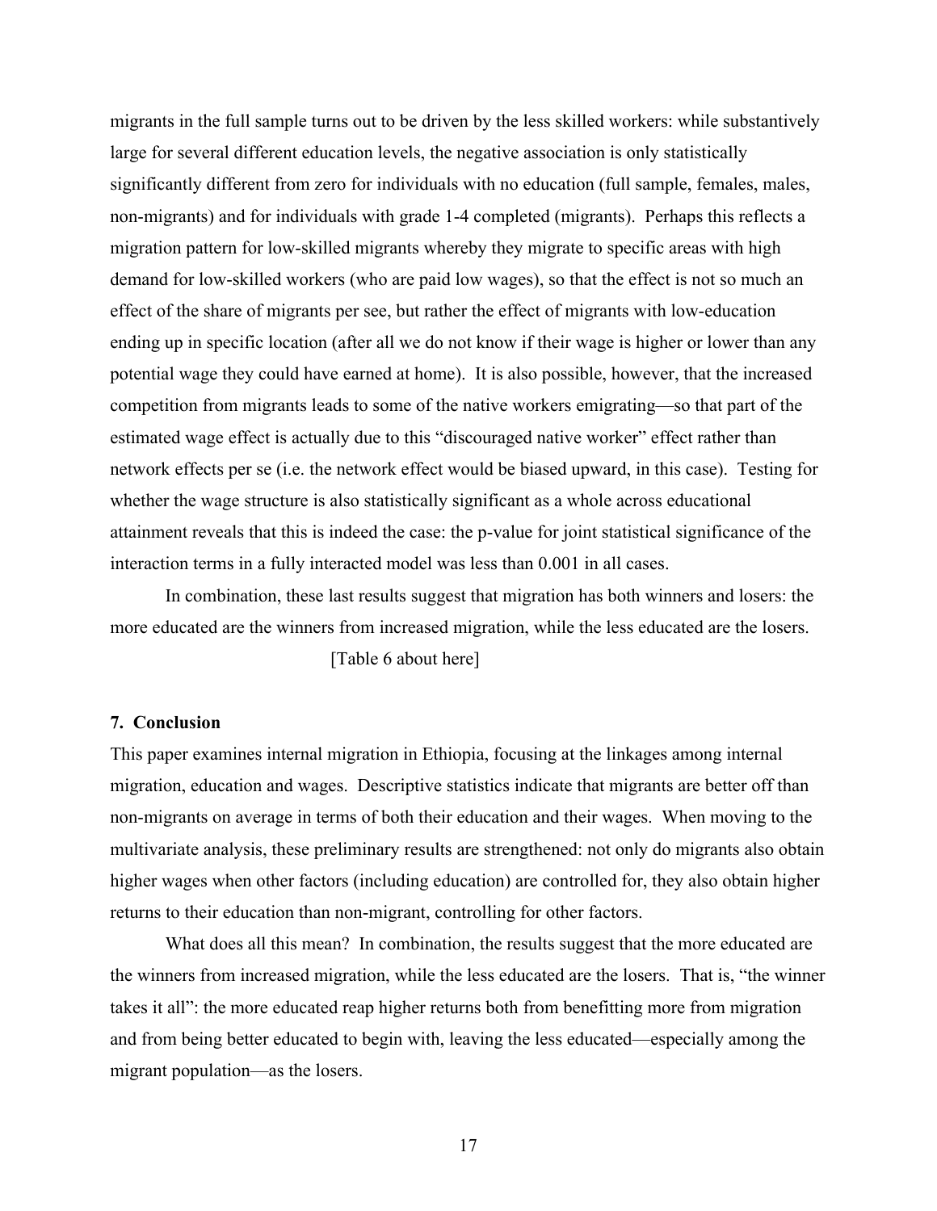migrants in the full sample turns out to be driven by the less skilled workers: while substantively large for several different education levels, the negative association is only statistically significantly different from zero for individuals with no education (full sample, females, males, non-migrants) and for individuals with grade 1-4 completed (migrants). Perhaps this reflects a migration pattern for low-skilled migrants whereby they migrate to specific areas with high demand for low-skilled workers (who are paid low wages), so that the effect is not so much an effect of the share of migrants per see, but rather the effect of migrants with low-education ending up in specific location (after all we do not know if their wage is higher or lower than any potential wage they could have earned at home). It is also possible, however, that the increased competition from migrants leads to some of the native workers emigrating—so that part of the estimated wage effect is actually due to this "discouraged native worker" effect rather than network effects per se (i.e. the network effect would be biased upward, in this case). Testing for whether the wage structure is also statistically significant as a whole across educational attainment reveals that this is indeed the case: the p-value for joint statistical significance of the interaction terms in a fully interacted model was less than 0.001 in all cases.

In combination, these last results suggest that migration has both winners and losers: the more educated are the winners from increased migration, while the less educated are the losers.

[Table 6 about here]

## 7. Conclusion

This paper examines internal migration in Ethiopia, focusing at the linkages among internal migration, education and wages. Descriptive statistics indicate that migrants are better off than non-migrants on average in terms of both their education and their wages. When moving to the multivariate analysis, these preliminary results are strengthened: not only do migrants also obtain higher wages when other factors (including education) are controlled for, they also obtain higher returns to their education than non-migrant, controlling for other factors.

What does all this mean? In combination, the results suggest that the more educated are the winners from increased migration, while the less educated are the losers. That is, "the winner takes it all": the more educated reap higher returns both from benefitting more from migration and from being better educated to begin with, leaving the less educated—especially among the migrant population—as the losers.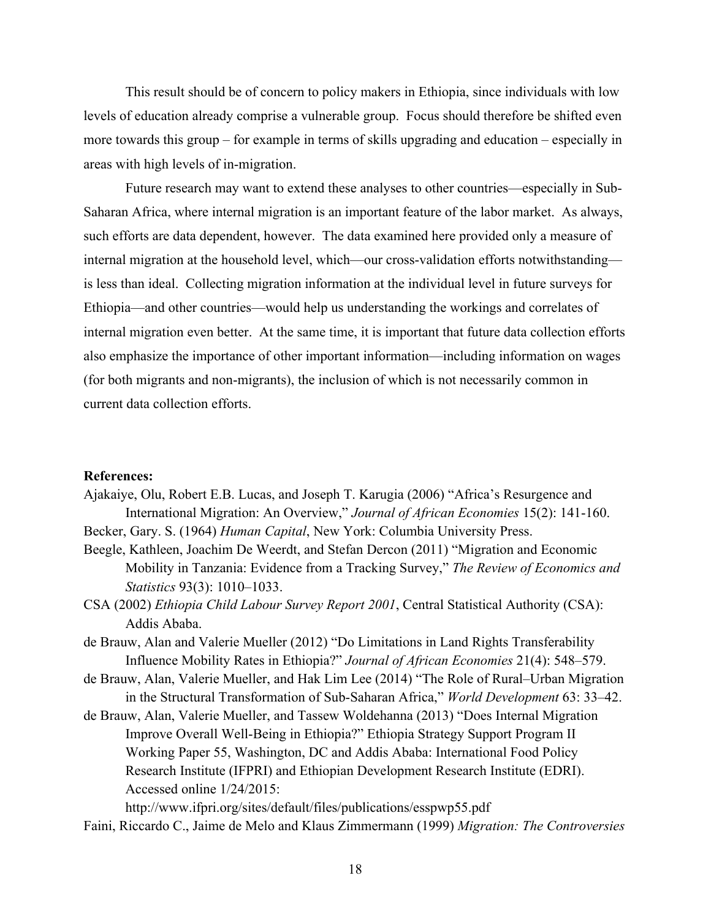This result should be of concern to policy makers in Ethiopia, since individuals with low levels of education already comprise a vulnerable group. Focus should therefore be shifted even more towards this group – for example in terms of skills upgrading and education – especially in areas with high levels of in-migration.

Future research may want to extend these analyses to other countries—especially in Sub-Saharan Africa, where internal migration is an important feature of the labor market. As always, such efforts are data dependent, however. The data examined here provided only a measure of internal migration at the household level, which—our cross-validation efforts notwithstanding—is less than ideal. Collecting migration information at the individual level in future surveys for Ethiopia—and other countries—would help us understanding the workings and correlates of internal migration even better. At the same time, it is important that future data collection efforts also emphasize the importance of other important information—including information on wages (for both migrants and non-migrants), the inclusion of which is not necessarily common in current data collection efforts.

**References:**

Ajakaiye, Olu, Robert E.B. Lucas, and Joseph T. Karugia (2006) "Africa's Resurgence and International Migration: An Overview," *Journal of African Economies* 15(2): 141-160.

Becker, Gary. S. (1964) *Human Capital*, New York: Columbia University Press.

Beegle, Kathleen, Joachim De Weerdt, and Stefan Dercon (2011) "Migration and Economic Mobility in Tanzania: Evidence from a Tracking Survey," *The Review of Economics and Statistics* 93(3): 1010–1033.

CSA (2002) *Ethiopia Child Labour Survey Report 2001*, Central Statistical Authority (CSA): Addis Ababa.

de Brauw, Alan and Valerie Mueller (2012) "Do Limitations in Land Rights Transferability Influence Mobility Rates in Ethiopia?" *Journal of African Economies* 21(4): 548–579.

de Brauw, Alan, Valerie Mueller, and Hak Lim Lee (2014) "The Role of Rural–Urban Migration in the Structural Transformation of Sub-Saharan Africa," *World Development* 63: 33–42.

de Brauw, Alan, Valerie Mueller, and Tassew Woldehanna (2013) "Does Internal Migration Improve Overall Well-Being in Ethiopia?" Ethiopia Strategy Support Program II Working Paper 55, Washington, DC and Addis Ababa: International Food Policy Research Institute (IFPRI) and Ethiopian Development Research Institute (EDRI). Accessed online 1/24/2015: http://www.ifpri.org/sites/default/files/publications/esspwp55.pdf

Faini, Riccardo C., Jaime de Melo and Klaus Zimmermann (1999) *Migration: The Controversies*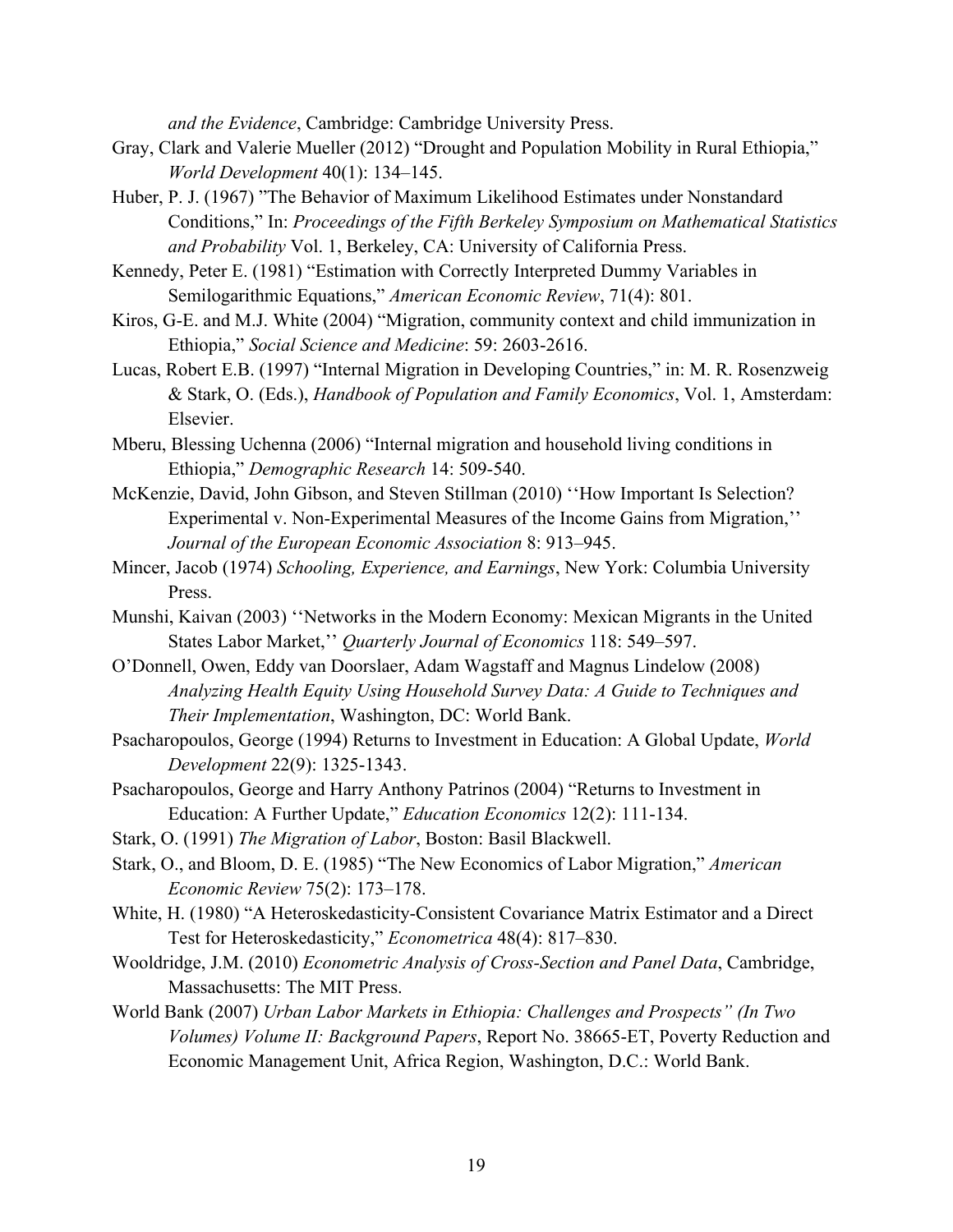*and the Evidence*, Cambridge: Cambridge University Press.

Gray, Clark and Valerie Mueller (2012) "Drought and Population Mobility in Rural Ethiopia," *World Development* 40(1): 134–145.

Huber, P. J. (1967) "The Behavior of Maximum Likelihood Estimates under Nonstandard Conditions," In: *Proceedings of the Fifth Berkeley Symposium on Mathematical Statistics and Probability* Vol. 1, Berkeley, CA: University of California Press.

Kennedy, Peter E. (1981) "Estimation with Correctly Interpreted Dummy Variables in Semilogarithmic Equations," *American Economic Review*, 71(4): 801.

Kiros, G-E. and M.J. White (2004) "Migration, community context and child immunization in Ethiopia," *Social Science and Medicine*: 59: 2603-2616.

Lucas, Robert E.B. (1997) "Internal Migration in Developing Countries," in: M. R. Rosenzweig & Stark, O. (Eds.), *Handbook of Population and Family Economics*, Vol. 1, Amsterdam: Elsevier.

Mberu, Blessing Uchenna (2006) "Internal migration and household living conditions in Ethiopia," *Demographic Research* 14: 509-540.

McKenzie, David, John Gibson, and Steven Stillman (2010) ''How Important Is Selection? Experimental v. Non-Experimental Measures of the Income Gains from Migration,'' *Journal of the European Economic Association* 8: 913–945.

Mincer, Jacob (1974) *Schooling, Experience, and Earnings*, New York: Columbia University Press.

Munshi, Kaivan (2003) ''Networks in the Modern Economy: Mexican Migrants in the United States Labor Market,'' *Quarterly Journal of Economics* 118: 549–597.

O'Donnell, Owen, Eddy van Doorslaer, Adam Wagstaff and Magnus Lindelow (2008) *Analyzing Health Equity Using Household Survey Data: A Guide to Techniques and Their Implementation*, Washington, DC: World Bank.

Psacharopoulos, George (1994) Returns to Investment in Education: A Global Update, *World Development* 22(9): 1325-1343.

Psacharopoulos, George and Harry Anthony Patrinos (2004) "Returns to Investment in Education: A Further Update," *Education Economics* 12(2): 111-134.

Stark, O. (1991) *The Migration of Labor*, Boston: Basil Blackwell.

Stark, O., and Bloom, D. E. (1985) "The New Economics of Labor Migration," *American Economic Review* 75(2): 173–178.

White, H. (1980) "A Heteroskedasticity-Consistent Covariance Matrix Estimator and a Direct Test for Heteroskedasticity," *Econometrica* 48(4): 817–830.

Wooldridge, J.M. (2010) *Econometric Analysis of Cross-Section and Panel Data*, Cambridge, Massachusetts: The MIT Press.

World Bank (2007) *Urban Labor Markets in Ethiopia: Challenges and Prospects" (In Two Volumes) Volume II: Background Papers*, Report No. 38665-ET, Poverty Reduction and Economic Management Unit, Africa Region, Washington, D.C.: World Bank.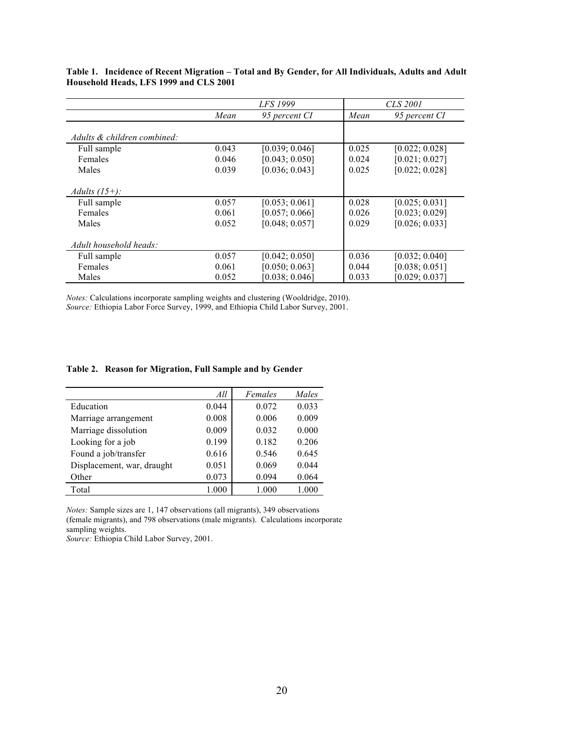**Table 1. Incidence of Recent Migration – Total and By Gender, for All Individuals, Adults and Adult Household Heads, LFS 1999 and CLS 2001**

| | *LFS 1999* | | *CLS 2001* | |
|---|---|---|---|---|
| | *Mean* | *95 percent CI* | *Mean* | *95 percent CI* |
| *Adults & children combined:* | | | | |
| Full sample | 0.043 | [0.039; 0.046] | 0.025 | [0.022; 0.028] |
| Females | 0.046 | [0.043; 0.050] | 0.024 | [0.021; 0.027] |
| Males | 0.039 | [0.036; 0.043] | 0.025 | [0.022; 0.028] |
| *Adults (15+):* | | | | |
| Full sample | 0.057 | [0.053; 0.061] | 0.028 | [0.025; 0.031] |
| Females | 0.061 | [0.057; 0.066] | 0.026 | [0.023; 0.029] |
| Males | 0.052 | [0.048; 0.057] | 0.029 | [0.026; 0.033] |
| *Adult household heads:* | | | | |
| Full sample | 0.057 | [0.042; 0.050] | 0.036 | [0.032; 0.040] |
| Females | 0.061 | [0.050; 0.063] | 0.044 | [0.038; 0.051] |
| Males | 0.052 | [0.038; 0.046] | 0.033 | [0.029; 0.037] |

*Notes:* Calculations incorporate sampling weights and clustering (Wooldridge, 2010).
*Source:* Ethiopia Labor Force Survey, 1999, and Ethiopia Child Labor Survey, 2001.

**Table 2. Reason for Migration, Full Sample and by Gender**

| | *All* | *Females* | *Males* |
|---|---|---|---|
| Education | 0.044 | 0.072 | 0.033 |
| Marriage arrangement | 0.008 | 0.006 | 0.009 |
| Marriage dissolution | 0.009 | 0.032 | 0.000 |
| Looking for a job | 0.199 | 0.182 | 0.206 |
| Found a job/transfer | 0.616 | 0.546 | 0.645 |
| Displacement, war, draught | 0.051 | 0.069 | 0.044 |
| Other | 0.073 | 0.094 | 0.064 |
| Total | 1.000 | 1.000 | 1.000 |

*Notes:* Sample sizes are 1, 147 observations (all migrants), 349 observations (female migrants), and 798 observations (male migrants). Calculations incorporate sampling weights.
*Source:* Ethiopia Child Labor Survey, 2001.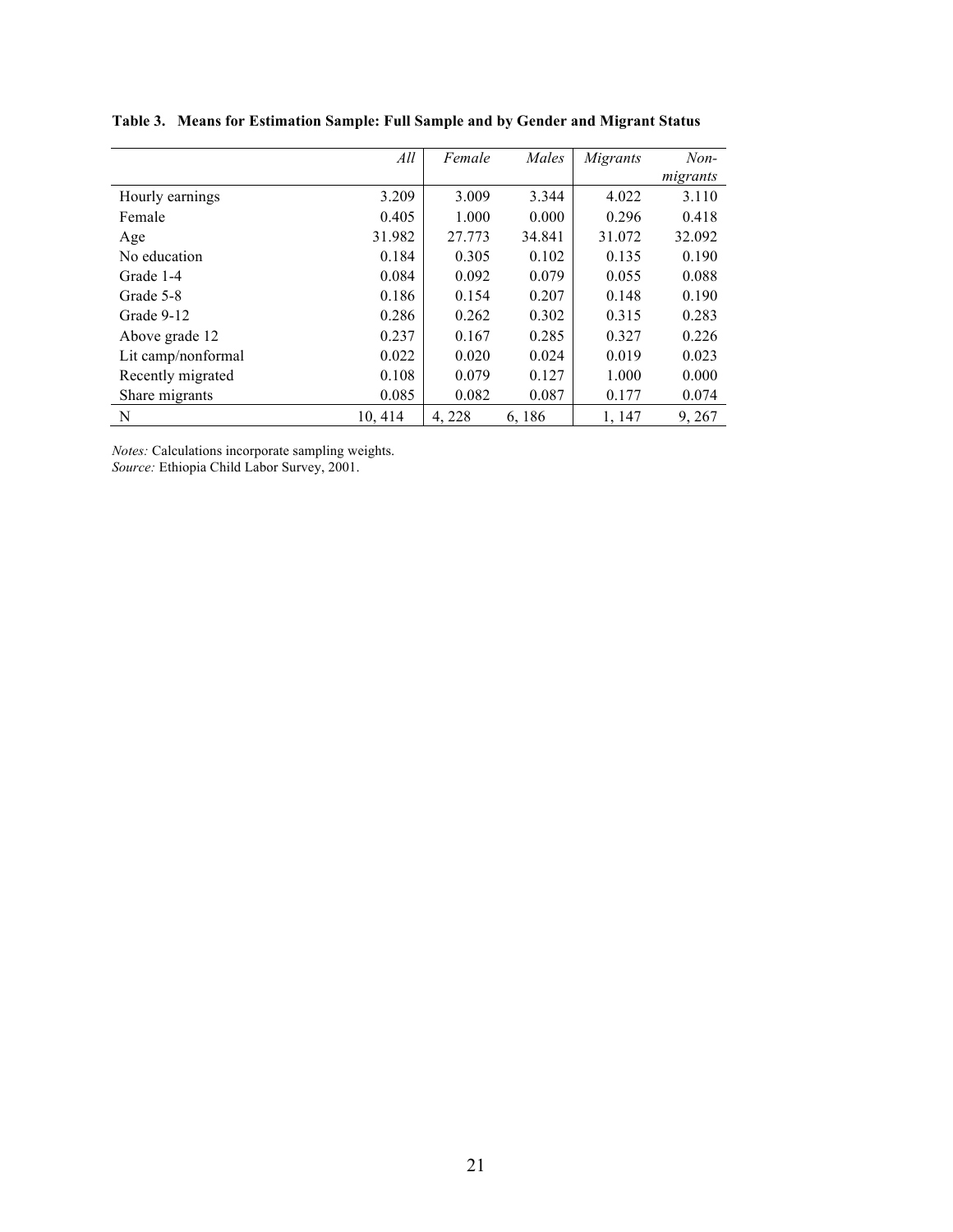**Table 3. Means for Estimation Sample: Full Sample and by Gender and Migrant Status**

| | *All* | *Female* | *Males* | *Migrants* | *Non-migrants* |
|---|---|---|---|---|---|
| Hourly earnings | 3.209 | 3.009 | 3.344 | 4.022 | 3.110 |
| Female | 0.405 | 1.000 | 0.000 | 0.296 | 0.418 |
| Age | 31.982 | 27.773 | 34.841 | 31.072 | 32.092 |
| No education | 0.184 | 0.305 | 0.102 | 0.135 | 0.190 |
| Grade 1-4 | 0.084 | 0.092 | 0.079 | 0.055 | 0.088 |
| Grade 5-8 | 0.186 | 0.154 | 0.207 | 0.148 | 0.190 |
| Grade 9-12 | 0.286 | 0.262 | 0.302 | 0.315 | 0.283 |
| Above grade 12 | 0.237 | 0.167 | 0.285 | 0.327 | 0.226 |
| Lit camp/nonformal | 0.022 | 0.020 | 0.024 | 0.019 | 0.023 |
| Recently migrated | 0.108 | 0.079 | 0.127 | 1.000 | 0.000 |
| Share migrants | 0.085 | 0.082 | 0.087 | 0.177 | 0.074 |
| N | 10, 414 | 4, 228 | 6, 186 | 1, 147 | 9, 267 |

*Notes:* Calculations incorporate sampling weights.
*Source:* Ethiopia Child Labor Survey, 2001.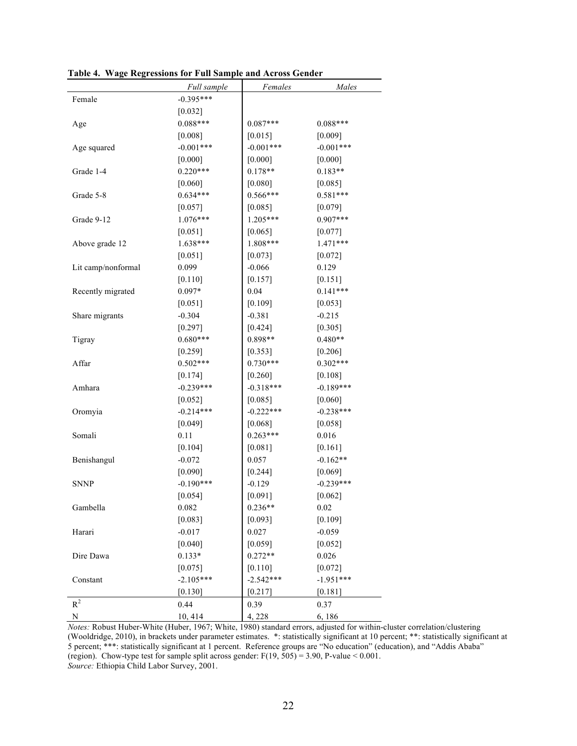**Table 4. Wage Regressions for Full Sample and Across Gender**

| | *Full sample* | *Females* | *Males* |
|---|---|---|---|
| Female | -0.395*** | | |
| | [0.032] | | |
| Age | 0.088*** | 0.087*** | 0.088*** |
| | [0.008] | [0.015] | [0.009] |
| Age squared | -0.001*** | -0.001*** | -0.001*** |
| | [0.000] | [0.000] | [0.000] |
| Grade 1-4 | 0.220*** | 0.178** | 0.183** |
| | [0.060] | [0.080] | [0.085] |
| Grade 5-8 | 0.634*** | 0.566*** | 0.581*** |
| | [0.057] | [0.085] | [0.079] |
| Grade 9-12 | 1.076*** | 1.205*** | 0.907*** |
| | [0.051] | [0.065] | [0.077] |
| Above grade 12 | 1.638*** | 1.808*** | 1.471*** |
| | [0.051] | [0.073] | [0.072] |
| Lit camp/nonformal | 0.099 | -0.066 | 0.129 |
| | [0.110] | [0.157] | [0.151] |
| Recently migrated | 0.097* | 0.04 | 0.141*** |
| | [0.051] | [0.109] | [0.053] |
| Share migrants | -0.304 | -0.381 | -0.215 |
| | [0.297] | [0.424] | [0.305] |
| Tigray | 0.680*** | 0.898** | 0.480** |
| | [0.259] | [0.353] | [0.206] |
| Affar | 0.502*** | 0.730*** | 0.302*** |
| | [0.174] | [0.260] | [0.108] |
| Amhara | -0.239*** | -0.318*** | -0.189*** |
| | [0.052] | [0.085] | [0.060] |
| Oromyia | -0.214*** | -0.222*** | -0.238*** |
| | [0.049] | [0.068] | [0.058] |
| Somali | 0.11 | 0.263*** | 0.016 |
| | [0.104] | [0.081] | [0.161] |
| Benishangul | -0.072 | 0.057 | -0.162** |
| | [0.090] | [0.244] | [0.069] |
| SNNP | -0.190*** | -0.129 | -0.239*** |
| | [0.054] | [0.091] | [0.062] |
| Gambella | 0.082 | 0.236** | 0.02 |
| | [0.083] | [0.093] | [0.109] |
| Harari | -0.017 | 0.027 | -0.059 |
| | [0.040] | [0.059] | [0.052] |
| Dire Dawa | 0.133* | 0.272** | 0.026 |
| | [0.075] | [0.110] | [0.072] |
| Constant | -2.105*** | -2.542*** | -1.951*** |
| | [0.130] | [0.217] | [0.181] |
| $R^2$ | 0.44 | 0.39 | 0.37 |
| N | 10, 414 | 4, 228 | 6, 186 |

*Notes:* Robust Huber-White (Huber, 1967; White, 1980) standard errors, adjusted for within-cluster correlation/clustering (Wooldridge, 2010), in brackets under parameter estimates. *: statistically significant at 10 percent; **: statistically significant at 5 percent; ***: statistically significant at 1 percent. Reference groups are "No education" (education), and "Addis Ababa" (region). Chow-type test for sample split across gender: $F(19, 505) = 3.90$, P-value $< 0.001$.
*Source:* Ethiopia Child Labor Survey, 2001.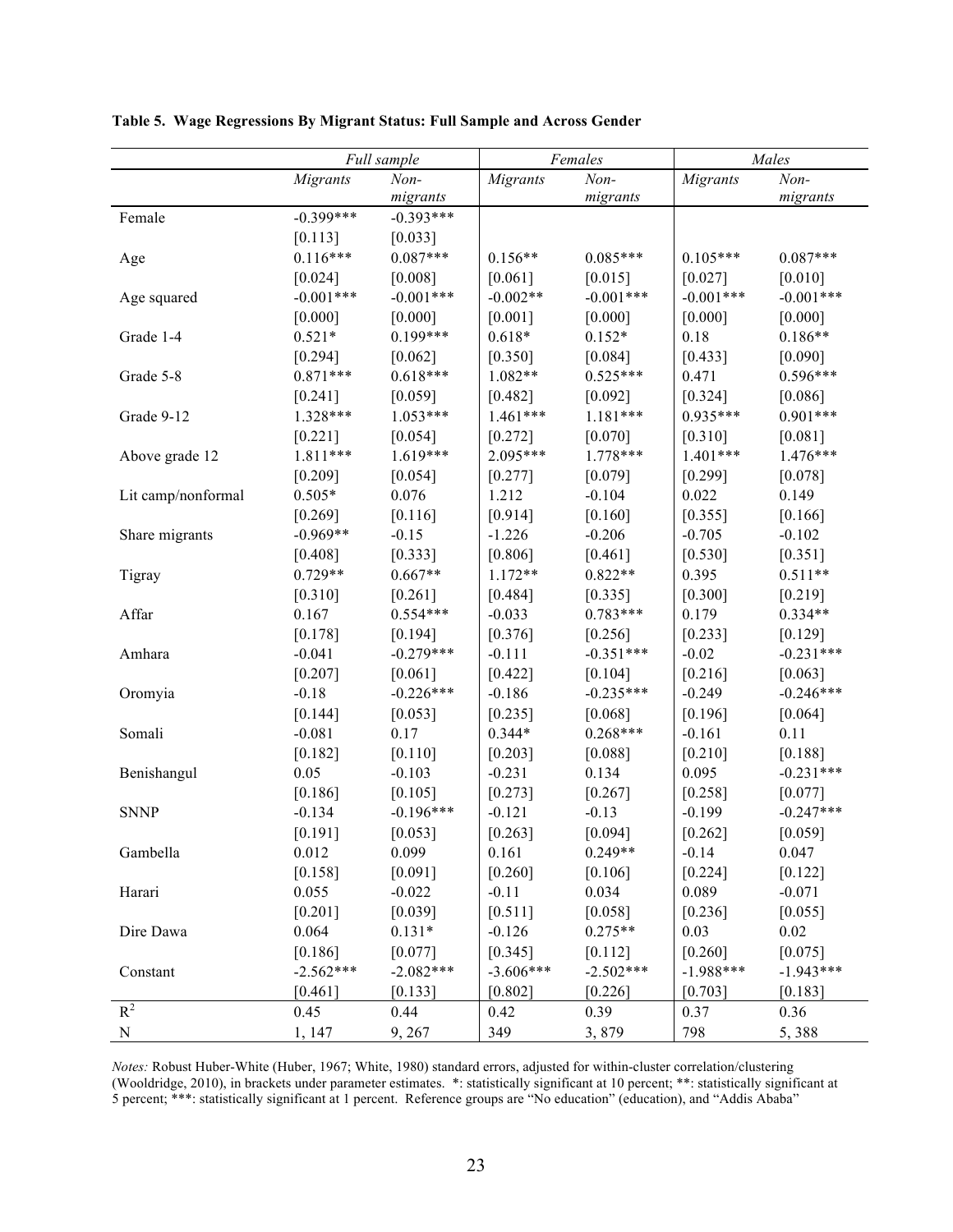**Table 5. Wage Regressions By Migrant Status: Full Sample and Across Gender**

| | *Full sample* | | *Females* | | *Males* | |
|---|---|---|---|---|---|---|
| | *Migrants* | *Non-migrants* | *Migrants* | *Non-migrants* | *Migrants* | *Non-migrants* |
| Female | -0.399*** | -0.393*** | | | | |
| | [0.113] | [0.033] | | | | |
| Age | 0.116*** | 0.087*** | 0.156** | 0.085*** | 0.105*** | 0.087*** |
| | [0.024] | [0.008] | [0.061] | [0.015] | [0.027] | [0.010] |
| Age squared | -0.001*** | -0.001*** | -0.002** | -0.001*** | -0.001*** | -0.001*** |
| | [0.000] | [0.000] | [0.001] | [0.000] | [0.000] | [0.000] |
| Grade 1-4 | 0.521* | 0.199*** | 0.618* | 0.152* | 0.18 | 0.186** |
| | [0.294] | [0.062] | [0.350] | [0.084] | [0.433] | [0.090] |
| Grade 5-8 | 0.871*** | 0.618*** | 1.082** | 0.525*** | 0.471 | 0.596*** |
| | [0.241] | [0.059] | [0.482] | [0.092] | [0.324] | [0.086] |
| Grade 9-12 | 1.328*** | 1.053*** | 1.461*** | 1.181*** | 0.935*** | 0.901*** |
| | [0.221] | [0.054] | [0.272] | [0.070] | [0.310] | [0.081] |
| Above grade 12 | 1.811*** | 1.619*** | 2.095*** | 1.778*** | 1.401*** | 1.476*** |
| | [0.209] | [0.054] | [0.277] | [0.079] | [0.299] | [0.078] |
| Lit camp/nonformal | 0.505* | 0.076 | 1.212 | -0.104 | 0.022 | 0.149 |
| | [0.269] | [0.116] | [0.914] | [0.160] | [0.355] | [0.166] |
| Share migrants | -0.969** | -0.15 | -1.226 | -0.206 | -0.705 | -0.102 |
| | [0.408] | [0.333] | [0.806] | [0.461] | [0.530] | [0.351] |
| Tigray | 0.729** | 0.667** | 1.172** | 0.822** | 0.395 | 0.511** |
| | [0.310] | [0.261] | [0.484] | [0.335] | [0.300] | [0.219] |
| Affar | 0.167 | 0.554*** | -0.033 | 0.783*** | 0.179 | 0.334** |
| | [0.178] | [0.194] | [0.376] | [0.256] | [0.233] | [0.129] |
| Amhara | -0.041 | -0.279*** | -0.111 | -0.351*** | -0.02 | -0.231*** |
| | [0.207] | [0.061] | [0.422] | [0.104] | [0.216] | [0.063] |
| Oromyia | -0.18 | -0.226*** | -0.186 | -0.235*** | -0.249 | -0.246*** |
| | [0.144] | [0.053] | [0.235] | [0.068] | [0.196] | [0.064] |
| Somali | -0.081 | 0.17 | 0.344* | 0.268*** | -0.161 | 0.11 |
| | [0.182] | [0.110] | [0.203] | [0.088] | [0.210] | [0.188] |
| Benishangul | 0.05 | -0.103 | -0.231 | 0.134 | 0.095 | -0.231*** |
| | [0.186] | [0.105] | [0.273] | [0.267] | [0.258] | [0.077] |
| SNNP | -0.134 | -0.196*** | -0.121 | -0.13 | -0.199 | -0.247*** |
| | [0.191] | [0.053] | [0.263] | [0.094] | [0.262] | [0.059] |
| Gambella | 0.012 | 0.099 | 0.161 | 0.249** | -0.14 | 0.047 |
| | [0.158] | [0.091] | [0.260] | [0.106] | [0.224] | [0.122] |
| Harari | 0.055 | -0.022 | -0.11 | 0.034 | 0.089 | -0.071 |
| | [0.201] | [0.039] | [0.511] | [0.058] | [0.236] | [0.055] |
| Dire Dawa | 0.064 | 0.131* | -0.126 | 0.275** | 0.03 | 0.02 |
| | [0.186] | [0.077] | [0.345] | [0.112] | [0.260] | [0.075] |
| Constant | -2.562*** | -2.082*** | -3.606*** | -2.502*** | -1.988*** | -1.943*** |
| | [0.461] | [0.133] | [0.802] | [0.226] | [0.703] | [0.183] |
| $R^2$ | 0.45 | 0.44 | 0.42 | 0.39 | 0.37 | 0.36 |
| N | 1, 147 | 9, 267 | 349 | 3, 879 | 798 | 5, 388 |

*Notes:* Robust Huber-White (Huber, 1967; White, 1980) standard errors, adjusted for within-cluster correlation/clustering (Wooldridge, 2010), in brackets under parameter estimates. *: statistically significant at 10 percent; **: statistically significant at 5 percent; ***: statistically significant at 1 percent. Reference groups are "No education" (education), and "Addis Ababa"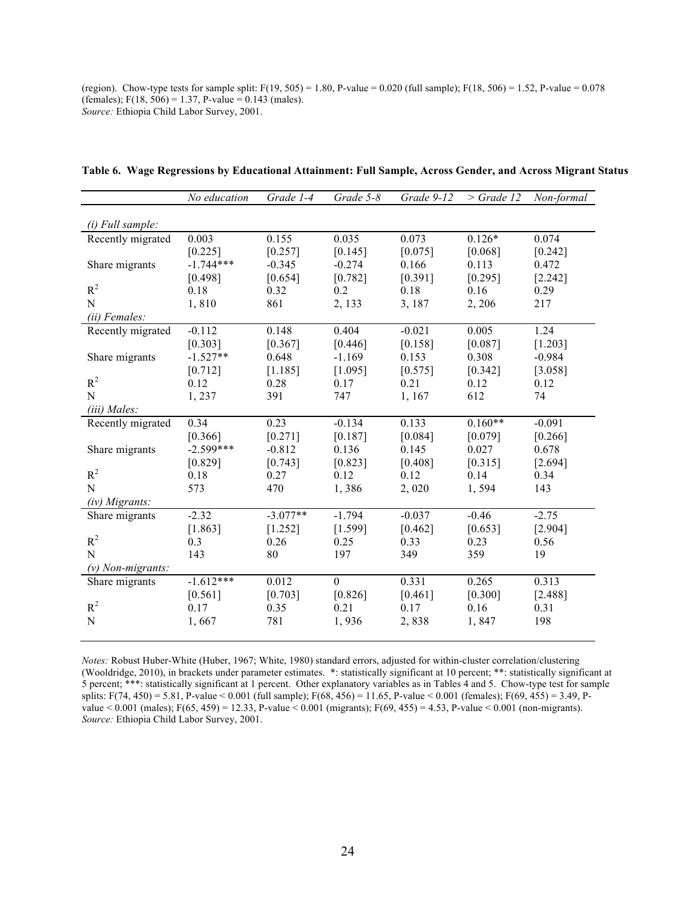(region). Chow-type tests for sample split: $F(19, 505) = 1.80$, P-value = 0.020 (full sample); $F(18, 506) = 1.52$, P-value = 0.078 (females); $F(18, 506) = 1.37$, P-value = 0.143 (males).
*Source:* Ethiopia Child Labor Survey, 2001.

**Table 6. Wage Regressions by Educational Attainment: Full Sample, Across Gender, and Across Migrant Status**

| | *No education* | *Grade 1-4* | *Grade 5-8* | *Grade 9-12* | *> Grade 12* | *Non-formal* |
|---|---|---|---|---|---|---|
| *(i) Full sample:* | | | | | | |
| Recently migrated | 0.003 | 0.155 | 0.035 | 0.073 | 0.126* | 0.074 |
| | [0.225] | [0.257] | [0.145] | [0.075] | [0.068] | [0.242] |
| Share migrants | -1.744*** | -0.345 | -0.274 | 0.166 | 0.113 | 0.472 |
| | [0.498] | [0.654] | [0.782] | [0.391] | [0.295] | [2.242] |
| $R^2$ | 0.18 | 0.32 | 0.2 | 0.18 | 0.16 | 0.29 |
| N | 1, 810 | 861 | 2, 133 | 3, 187 | 2, 206 | 217 |
| *(ii) Females:* | | | | | | |
| Recently migrated | -0.112 | 0.148 | 0.404 | -0.021 | 0.005 | 1.24 |
| | [0.303] | [0.367] | [0.446] | [0.158] | [0.087] | [1.203] |
| Share migrants | -1.527** | 0.648 | -1.169 | 0.153 | 0.308 | -0.984 |
| | [0.712] | [1.185] | [1.095] | [0.575] | [0.342] | [3.058] |
| $R^2$ | 0.12 | 0.28 | 0.17 | 0.21 | 0.12 | 0.12 |
| N | 1, 237 | 391 | 747 | 1, 167 | 612 | 74 |
| *(iii) Males:* | | | | | | |
| Recently migrated | 0.34 | 0.23 | -0.134 | 0.133 | 0.160** | -0.091 |
| | [0.366] | [0.271] | [0.187] | [0.084] | [0.079] | [0.266] |
| Share migrants | -2.599*** | -0.812 | 0.136 | 0.145 | 0.027 | 0.678 |
| | [0.829] | [0.743] | [0.823] | [0.408] | [0.315] | [2.694] |
| $R^2$ | 0.18 | 0.27 | 0.12 | 0.12 | 0.14 | 0.34 |
| N | 573 | 470 | 1, 386 | 2, 020 | 1, 594 | 143 |
| *(iv) Migrants:* | | | | | | |
| Share migrants | -2.32 | -3.077** | -1.794 | -0.037 | -0.46 | -2.75 |
| | [1.863] | [1.252] | [1.599] | [0.462] | [0.653] | [2.904] |
| $R^2$ | 0.3 | 0.26 | 0.25 | 0.33 | 0.23 | 0.56 |
| N | 143 | 80 | 197 | 349 | 359 | 19 |
| *(v) Non-migrants:* | | | | | | |
| Share migrants | -1.612*** | 0.012 | 0 | 0.331 | 0.265 | 0.313 |
| | [0.561] | [0.703] | [0.826] | [0.461] | [0.300] | [2.488] |
| $R^2$ | 0.17 | 0.35 | 0.21 | 0.17 | 0.16 | 0.31 |
| N | 1, 667 | 781 | 1, 936 | 2, 838 | 1, 847 | 198 |

*Notes:* Robust Huber-White (Huber, 1967; White, 1980) standard errors, adjusted for within-cluster correlation/clustering (Wooldridge, 2010), in brackets under parameter estimates. *: statistically significant at 10 percent; **: statistically significant at 5 percent; ***: statistically significant at 1 percent. Other explanatory variables as in Tables 4 and 5. Chow-type test for sample splits: $F(74, 450) = 5.81$, P-value < 0.001 (full sample); $F(68, 456) = 11.65$, P-value < 0.001 (females); $F(69, 455) = 3.49$, P-value < 0.001 (males); $F(65, 459) = 12.33$, P-value < 0.001 (migrants); $F(69, 455) = 4.53$, P-value < 0.001 (non-migrants).
*Source:* Ethiopia Child Labor Survey, 2001.